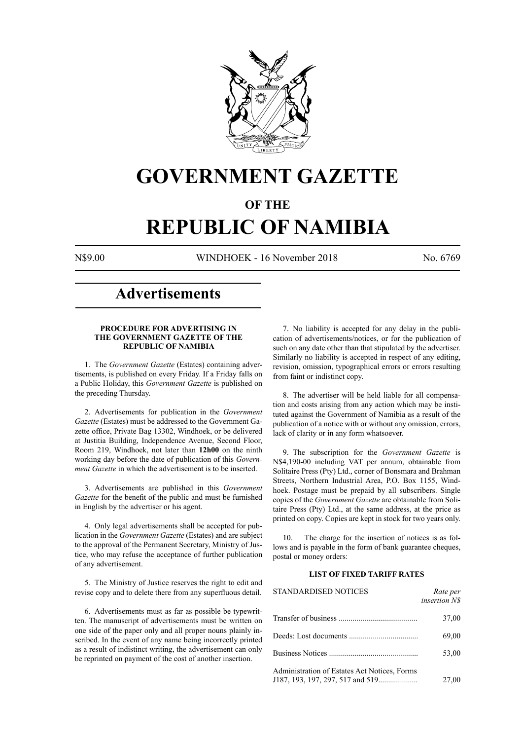# GOVERNMENT GAZETTE

## OF THE

# REPUBLIC OF NAMIBIA

N$9.00 WINDHOEK - 16 November 2018 No. 6769

## Advertisements

### PROCEDURE FOR ADVERTISING IN THE GOVERNMENT GAZETTE OF THE REPUBLIC OF NAMIBIA

1. The *Government Gazette* (Estates) containing advertisements, is published on every Friday. If a Friday falls on a Public Holiday, this *Government Gazette* is published on the preceding Thursday.

2. Advertisements for publication in the *Government Gazette* (Estates) must be addressed to the Government Gazette office, Private Bag 13302, Windhoek, or be delivered at Justitia Building, Independence Avenue, Second Floor, Room 219, Windhoek, not later than **12h00** on the ninth working day before the date of publication of this *Government Gazette* in which the advertisement is to be inserted.

3. Advertisements are published in this *Government Gazette* for the benefit of the public and must be furnished in English by the advertiser or his agent.

4. Only legal advertisements shall be accepted for publication in the *Government Gazette* (Estates) and are subject to the approval of the Permanent Secretary, Ministry of Justice, who may refuse the acceptance of further publication of any advertisement.

5. The Ministry of Justice reserves the right to edit and revise copy and to delete there from any superfluous detail.

6. Advertisements must as far as possible be typewritten. The manuscript of advertisements must be written on one side of the paper only and all proper nouns plainly inscribed. In the event of any name being incorrectly printed as a result of indistinct writing, the advertisement can only be reprinted on payment of the cost of another insertion.

7. No liability is accepted for any delay in the publication of advertisements/notices, or for the publication of such on any date other than that stipulated by the advertiser. Similarly no liability is accepted in respect of any editing, revision, omission, typographical errors or errors resulting from faint or indistinct copy.

8. The advertiser will be held liable for all compensation and costs arising from any action which may be instituted against the Government of Namibia as a result of the publication of a notice with or without any omission, errors, lack of clarity or in any form whatsoever.

9. The subscription for the *Government Gazette* is N$4,190-00 including VAT per annum, obtainable from Solitaire Press (Pty) Ltd., corner of Bonsmara and Brahman Streets, Northern Industrial Area, P.O. Box 1155, Windhoek. Postage must be prepaid by all subscribers. Single copies of the *Government Gazette* are obtainable from Solitaire Press (Pty) Ltd., at the same address, at the price as printed on copy. Copies are kept in stock for two years only.

10. The charge for the insertion of notices is as follows and is payable in the form of bank guarantee cheques, postal or money orders:

### LIST OF FIXED TARIFF RATES

| STANDARDISED NOTICES | *Rate per insertion N$* |
|---|---|
| Transfer of business | 37,00 |
| Deeds: Lost documents | 69,00 |
| Business Notices | 53,00 |
| Administration of Estates Act Notices, Forms J187, 193, 197, 297, 517 and 519 | 27,00 |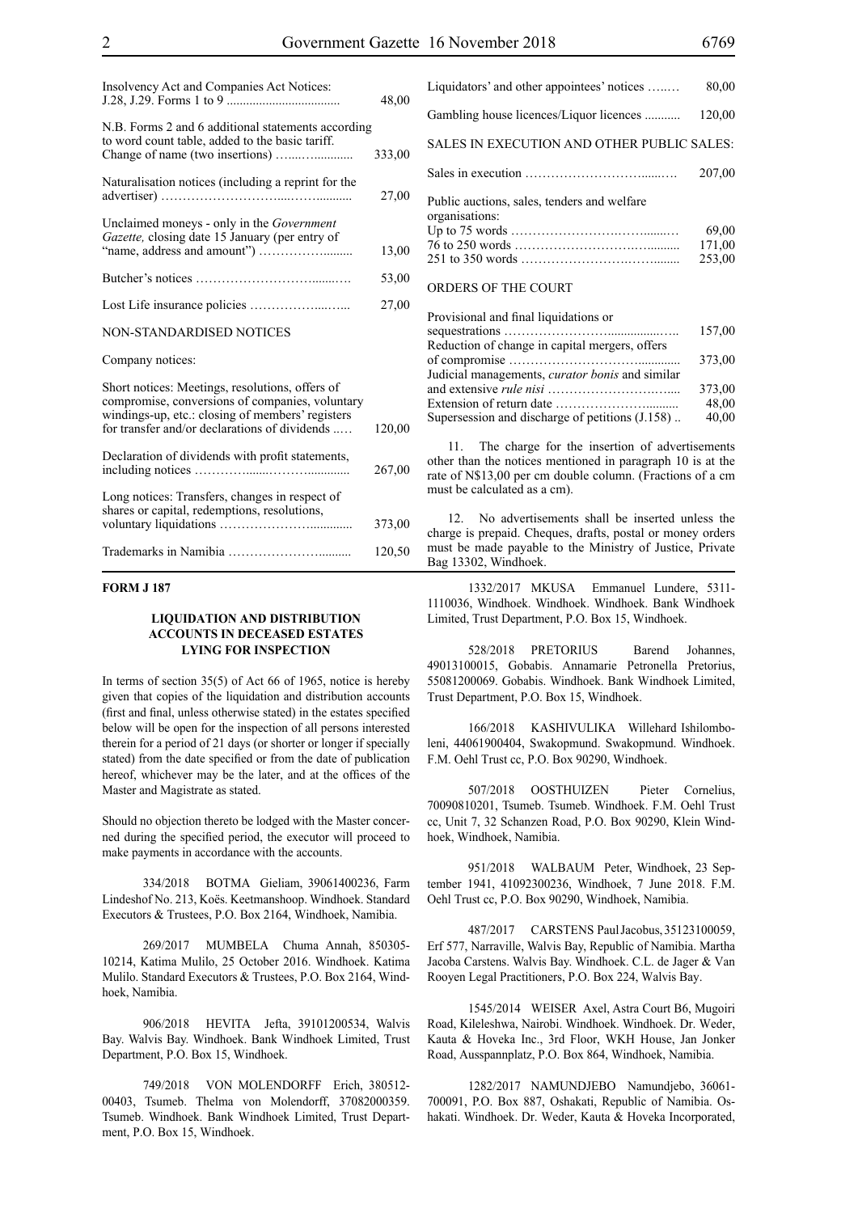| | |
|---|---|
| Insolvency Act and Companies Act Notices: J.28, J.29. Forms 1 to 9 | 48,00 |
| N.B. Forms 2 and 6 additional statements according to word count table, added to the basic tariff. Change of name (two insertions) | 333,00 |
| Naturalisation notices (including a reprint for the advertiser) | 27,00 |
| Unclaimed moneys - only in the *Government Gazette,* closing date 15 January (per entry of "name, address and amount") | 13,00 |
| Butcher's notices | 53,00 |
| Lost Life insurance policies | 27,00 |

NON-STANDARDISED NOTICES

Company notices:

| | |
|---|---|
| Short notices: Meetings, resolutions, offers of compromise, conversions of companies, voluntary windings-up, etc.: closing of members' registers for transfer and/or declarations of dividends | 120,00 |
| Declaration of dividends with profit statements, including notices | 267,00 |
| Long notices: Transfers, changes in respect of shares or capital, redemptions, resolutions, voluntary liquidations | 373,00 |
| Trademarks in Namibia | 120,50 |
| Liquidators' and other appointees' notices | 80,00 |
| Gambling house licences/Liquor licences | 120,00 |

SALES IN EXECUTION AND OTHER PUBLIC SALES:

| | |
|---|---|
| Sales in execution | 207,00 |
| Public auctions, sales, tenders and welfare organisations: | |
| Up to 75 words | 69,00 |
| 76 to 250 words | 171,00 |
| 251 to 350 words | 253,00 |

ORDERS OF THE COURT

| | |
|---|---|
| Provisional and final liquidations or sequestrations | 157,00 |
| Reduction of change in capital mergers, offers of compromise | 373,00 |
| Judicial managements, *curator bonis* and similar and extensive *rule nisi* | 373,00 |
| Extension of return date | 48,00 |
| Supersession and discharge of petitions (J.158) | 40,00 |

11. The charge for the insertion of advertisements other than the notices mentioned in paragraph 10 is at the rate of N$13,00 per cm double column. (Fractions of a cm must be calculated as a cm).

12. No advertisements shall be inserted unless the charge is prepaid. Cheques, drafts, postal or money orders must be made payable to the Ministry of Justice, Private Bag 13302, Windhoek.

**FORM J 187**

### LIQUIDATION AND DISTRIBUTION ACCOUNTS IN DECEASED ESTATES LYING FOR INSPECTION

In terms of section 35(5) of Act 66 of 1965, notice is hereby given that copies of the liquidation and distribution accounts (first and final, unless otherwise stated) in the estates specified below will be open for the inspection of all persons interested therein for a period of 21 days (or shorter or longer if specially stated) from the date specified or from the date of publication hereof, whichever may be the later, and at the offices of the Master and Magistrate as stated.

Should no objection thereto be lodged with the Master concerned during the specified period, the executor will proceed to make payments in accordance with the accounts.

334/2018 BOTMA Gieliam, 39061400236, Farm Lindeshof No. 213, Koës. Keetmanshoop. Windhoek. Standard Executors & Trustees, P.O. Box 2164, Windhoek, Namibia.

269/2017 MUMBELA Chuma Annah, 850305-10214, Katima Mulilo, 25 October 2016. Windhoek. Katima Mulilo. Standard Executors & Trustees, P.O. Box 2164, Windhoek, Namibia.

906/2018 HEVITA Jefta, 39101200534, Walvis Bay. Walvis Bay. Windhoek. Bank Windhoek Limited, Trust Department, P.O. Box 15, Windhoek.

749/2018 VON MOLENDORFF Erich, 380512-00403, Tsumeb. Thelma von Molendorff, 37082000359. Tsumeb. Windhoek. Bank Windhoek Limited, Trust Department, P.O. Box 15, Windhoek.

1332/2017 MKUSA Emmanuel Lundere, 5311-1110036, Windhoek. Windhoek. Windhoek. Bank Windhoek Limited, Trust Department, P.O. Box 15, Windhoek.

528/2018 PRETORIUS Barend Johannes, 49013100015, Gobabis. Annamarie Petronella Pretorius, 55081200069. Gobabis. Windhoek. Bank Windhoek Limited, Trust Department, P.O. Box 15, Windhoek.

166/2018 KASHIVULIKA Willehard Ishilomboleni, 44061900404, Swakopmund. Swakopmund. Windhoek. F.M. Oehl Trust cc, P.O. Box 90290, Windhoek.

507/2018 OOSTHUIZEN Pieter Cornelius, 70090810201, Tsumeb. Tsumeb. Windhoek. F.M. Oehl Trust cc, Unit 7, 32 Schanzen Road, P.O. Box 90290, Klein Windhoek, Windhoek, Namibia.

951/2018 WALBAUM Peter, Windhoek, 23 September 1941, 41092300236, Windhoek, 7 June 2018. F.M. Oehl Trust cc, P.O. Box 90290, Windhoek, Namibia.

487/2017 CARSTENS Paul Jacobus, 35123100059, Erf 577, Narraville, Walvis Bay, Republic of Namibia. Martha Jacoba Carstens. Walvis Bay. Windhoek. C.L. de Jager & Van Rooyen Legal Practitioners, P.O. Box 224, Walvis Bay.

1545/2014 WEISER Axel, Astra Court B6, Mugoiri Road, Kileleshwa, Nairobi. Windhoek. Windhoek. Dr. Weder, Kauta & Hoveka Inc., 3rd Floor, WKH House, Jan Jonker Road, Ausspannplatz, P.O. Box 864, Windhoek, Namibia.

1282/2017 NAMUNDJEBO Namundjebo, 36061-700091, P.O. Box 887, Oshakati, Republic of Namibia. Oshakati. Windhoek. Dr. Weder, Kauta & Hoveka Incorporated,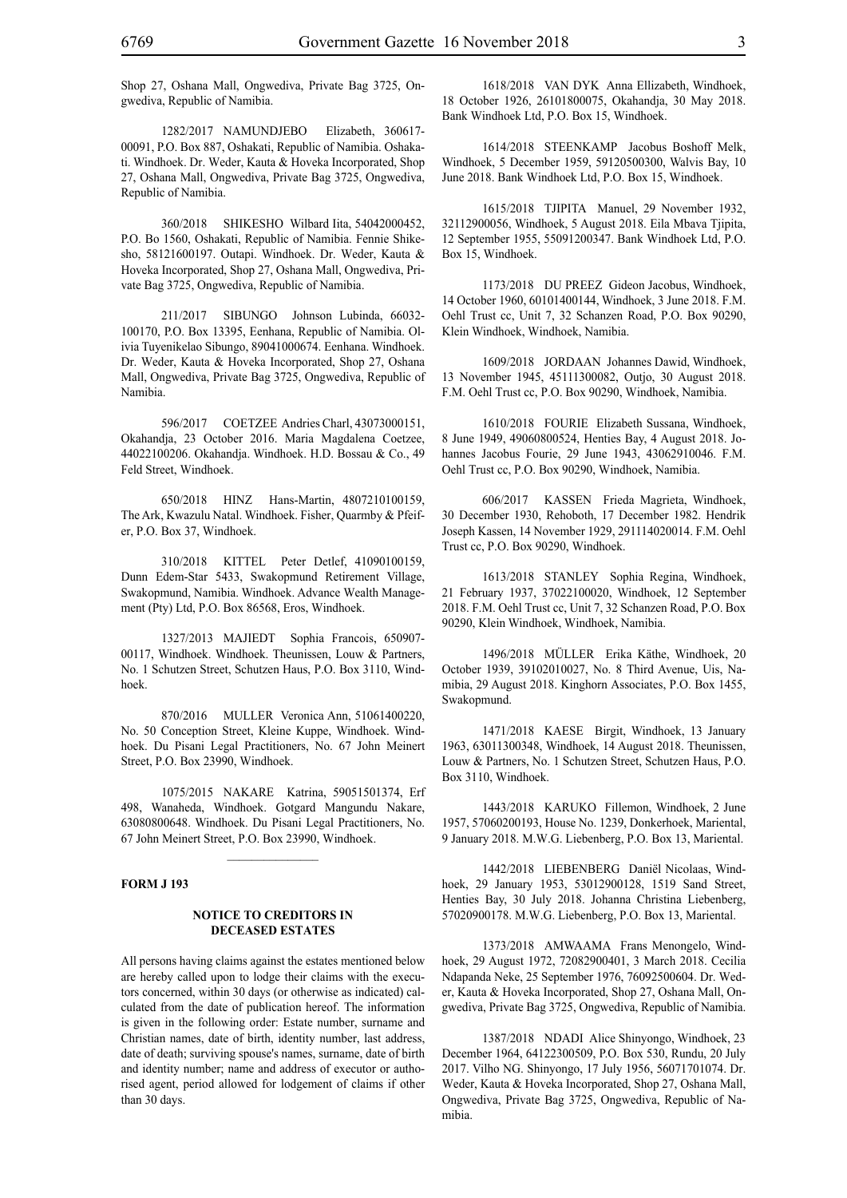Shop 27, Oshana Mall, Ongwediva, Private Bag 3725, Ongwediva, Republic of Namibia.

1282/2017 NAMUNDJEBO Elizabeth, 360617-00091, P.O. Box 887, Oshakati, Republic of Namibia. Oshakati. Windhoek. Dr. Weder, Kauta & Hoveka Incorporated, Shop 27, Oshana Mall, Ongwediva, Private Bag 3725, Ongwediva, Republic of Namibia.

360/2018 SHIKESHO Wilbard Iita, 54042000452, P.O. Bo 1560, Oshakati, Republic of Namibia. Fennie Shikesho, 58121600197. Outapi. Windhoek. Dr. Weder, Kauta & Hoveka Incorporated, Shop 27, Oshana Mall, Ongwediva, Private Bag 3725, Ongwediva, Republic of Namibia.

211/2017 SIBUNGO Johnson Lubinda, 66032-100170, P.O. Box 13395, Eenhana, Republic of Namibia. Olivia Tuyenikelao Sibungo, 89041000674. Eenhana. Windhoek. Dr. Weder, Kauta & Hoveka Incorporated, Shop 27, Oshana Mall, Ongwediva, Private Bag 3725, Ongwediva, Republic of Namibia.

596/2017 COETZEE Andries Charl, 43073000151, Okahandja, 23 October 2016. Maria Magdalena Coetzee, 44022100206. Okahandja. Windhoek. H.D. Bossau & Co., 49 Feld Street, Windhoek.

650/2018 HINZ Hans-Martin, 4807210100159, The Ark, Kwazulu Natal. Windhoek. Fisher, Quarmby & Pfeifer, P.O. Box 37, Windhoek.

310/2018 KITTEL Peter Detlef, 41090100159, Dunn Edem-Star 5433, Swakopmund Retirement Village, Swakopmund, Namibia. Windhoek. Advance Wealth Management (Pty) Ltd, P.O. Box 86568, Eros, Windhoek.

1327/2013 MAJIEDT Sophia Francois, 650907-00117, Windhoek. Windhoek. Theunissen, Louw & Partners, No. 1 Schutzen Street, Schutzen Haus, P.O. Box 3110, Windhoek.

870/2016 MULLER Veronica Ann, 51061400220, No. 50 Conception Street, Kleine Kuppe, Windhoek. Windhoek. Du Pisani Legal Practitioners, No. 67 John Meinert Street, P.O. Box 23990, Windhoek.

1075/2015 NAKARE Katrina, 59051501374, Erf 498, Wanaheda, Windhoek. Gotgard Mangundu Nakare, 63080800648. Windhoek. Du Pisani Legal Practitioners, No. 67 John Meinert Street, P.O. Box 23990, Windhoek.

---

**FORM J 193**

**NOTICE TO CREDITORS IN DECEASED ESTATES**

All persons having claims against the estates mentioned below are hereby called upon to lodge their claims with the executors concerned, within 30 days (or otherwise as indicated) calculated from the date of publication hereof. The information is given in the following order: Estate number, surname and Christian names, date of birth, identity number, last address, date of death; surviving spouse's names, surname, date of birth and identity number; name and address of executor or authorised agent, period allowed for lodgement of claims if other than 30 days.

1618/2018 VAN DYK Anna Ellizabeth, Windhoek, 18 October 1926, 26101800075, Okahandja, 30 May 2018. Bank Windhoek Ltd, P.O. Box 15, Windhoek.

1614/2018 STEENKAMP Jacobus Boshoff Melk, Windhoek, 5 December 1959, 59120500300, Walvis Bay, 10 June 2018. Bank Windhoek Ltd, P.O. Box 15, Windhoek.

1615/2018 TJIPITA Manuel, 29 November 1932, 32112900056, Windhoek, 5 August 2018. Eila Mbava Tjipita, 12 September 1955, 55091200347. Bank Windhoek Ltd, P.O. Box 15, Windhoek.

1173/2018 DU PREEZ Gideon Jacobus, Windhoek, 14 October 1960, 60101400144, Windhoek, 3 June 2018. F.M. Oehl Trust cc, Unit 7, 32 Schanzen Road, P.O. Box 90290, Klein Windhoek, Windhoek, Namibia.

1609/2018 JORDAAN Johannes Dawid, Windhoek, 13 November 1945, 45111300082, Outjo, 30 August 2018. F.M. Oehl Trust cc, P.O. Box 90290, Windhoek, Namibia.

1610/2018 FOURIE Elizabeth Sussana, Windhoek, 8 June 1949, 49060800524, Henties Bay, 4 August 2018. Johannes Jacobus Fourie, 29 June 1943, 43062910046. F.M. Oehl Trust cc, P.O. Box 90290, Windhoek, Namibia.

606/2017 KASSEN Frieda Magrieta, Windhoek, 30 December 1930, Rehoboth, 17 December 1982. Hendrik Joseph Kassen, 14 November 1929, 291114020014. F.M. Oehl Trust cc, P.O. Box 90290, Windhoek.

1613/2018 STANLEY Sophia Regina, Windhoek, 21 February 1937, 37022100020, Windhoek, 12 September 2018. F.M. Oehl Trust cc, Unit 7, 32 Schanzen Road, P.O. Box 90290, Klein Windhoek, Windhoek, Namibia.

1496/2018 MÜLLER Erika Käthe, Windhoek, 20 October 1939, 39102010027, No. 8 Third Avenue, Uis, Namibia, 29 August 2018. Kinghorn Associates, P.O. Box 1455, Swakopmund.

1471/2018 KAESE Birgit, Windhoek, 13 January 1963, 63011300348, Windhoek, 14 August 2018. Theunissen, Louw & Partners, No. 1 Schutzen Street, Schutzen Haus, P.O. Box 3110, Windhoek.

1443/2018 KARUKO Fillemon, Windhoek, 2 June 1957, 57060200193, House No. 1239, Donkerhoek, Mariental, 9 January 2018. M.W.G. Liebenberg, P.O. Box 13, Mariental.

1442/2018 LIEBENBERG Daniël Nicolaas, Windhoek, 29 January 1953, 53012900128, 1519 Sand Street, Henties Bay, 30 July 2018. Johanna Christina Liebenberg, 57020900178. M.W.G. Liebenberg, P.O. Box 13, Mariental.

1373/2018 AMWAAMA Frans Menongelo, Windhoek, 29 August 1972, 72082900401, 3 March 2018. Cecilia Ndapanda Neke, 25 September 1976, 76092500604. Dr. Weder, Kauta & Hoveka Incorporated, Shop 27, Oshana Mall, Ongwediva, Private Bag 3725, Ongwediva, Republic of Namibia.

1387/2018 NDADI Alice Shinyongo, Windhoek, 23 December 1964, 64122300509, P.O. Box 530, Rundu, 20 July 2017. Vilho NG. Shinyongo, 17 July 1956, 56071701074. Dr. Weder, Kauta & Hoveka Incorporated, Shop 27, Oshana Mall, Ongwediva, Private Bag 3725, Ongwediva, Republic of Namibia.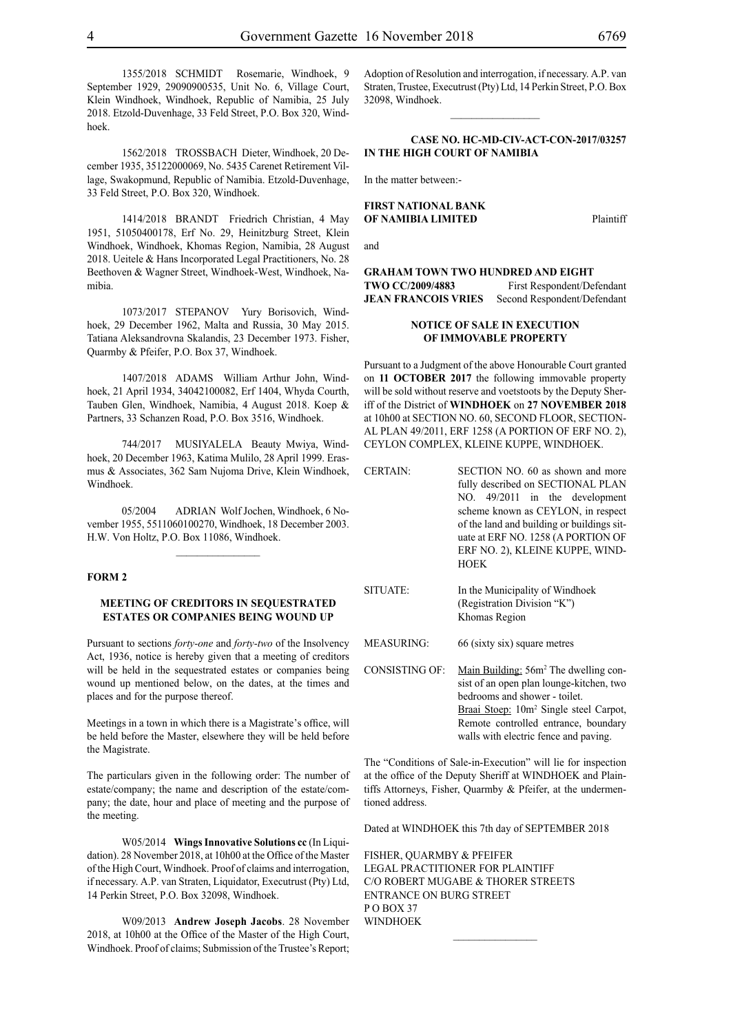1355/2018 SCHMIDT Rosemarie, Windhoek, 9 September 1929, 29090900535, Unit No. 6, Village Court, Klein Windhoek, Windhoek, Republic of Namibia, 25 July 2018. Etzold-Duvenhage, 33 Feld Street, P.O. Box 320, Windhoek.

1562/2018 TROSSBACH Dieter, Windhoek, 20 December 1935, 35122000069, No. 5435 Carenet Retirement Village, Swakopmund, Republic of Namibia. Etzold-Duvenhage, 33 Feld Street, P.O. Box 320, Windhoek.

1414/2018 BRANDT Friedrich Christian, 4 May 1951, 51050400178, Erf No. 29, Heinitzburg Street, Klein Windhoek, Windhoek, Khomas Region, Namibia, 28 August 2018. Ueitele & Hans Incorporated Legal Practitioners, No. 28 Beethoven & Wagner Street, Windhoek-West, Windhoek, Namibia.

1073/2017 STEPANOV Yury Borisovich, Windhoek, 29 December 1962, Malta and Russia, 30 May 2015. Tatiana Aleksandrovna Skalandis, 23 December 1973. Fisher, Quarmby & Pfeifer, P.O. Box 37, Windhoek.

1407/2018 ADAMS William Arthur John, Windhoek, 21 April 1934, 34042100082, Erf 1404, Whyda Courth, Tauben Glen, Windhoek, Namibia, 4 August 2018. Koep & Partners, 33 Schanzen Road, P.O. Box 3516, Windhoek.

744/2017 MUSIYALELA Beauty Mwiya, Windhoek, 20 December 1963, Katima Mulilo, 28 April 1999. Erasmus & Associates, 362 Sam Nujoma Drive, Klein Windhoek, Windhoek.

05/2004 ADRIAN Wolf Jochen, Windhoek, 6 November 1955, 5511060100270, Windhoek, 18 December 2003. H.W. Von Holtz, P.O. Box 11086, Windhoek.

---

**FORM 2**

### MEETING OF CREDITORS IN SEQUESTRATED ESTATES OR COMPANIES BEING WOUND UP

Pursuant to sections *forty-one* and *forty-two* of the Insolvency Act, 1936, notice is hereby given that a meeting of creditors will be held in the sequestrated estates or companies being wound up mentioned below, on the dates, at the times and places and for the purpose thereof.

Meetings in a town in which there is a Magistrate's office, will be held before the Master, elsewhere they will be held before the Magistrate.

The particulars given in the following order: The number of estate/company; the name and description of the estate/company; the date, hour and place of meeting and the purpose of the meeting.

W05/2014 **Wings Innovative Solutions cc** (In Liquidation). 28 November 2018, at 10h00 at the Office of the Master of the High Court, Windhoek. Proof of claims and interrogation, if necessary. A.P. van Straten, Liquidator, Executrust (Pty) Ltd, 14 Perkin Street, P.O. Box 32098, Windhoek.

W09/2013 **Andrew Joseph Jacobs**. 28 November 2018, at 10h00 at the Office of the Master of the High Court, Windhoek. Proof of claims; Submission of the Trustee's Report; Adoption of Resolution and interrogation, if necessary. A.P. van Straten, Trustee, Executrust (Pty) Ltd, 14 Perkin Street, P.O. Box 32098, Windhoek.

---

**CASE NO. HC-MD-CIV-ACT-CON-2017/03257**
**IN THE HIGH COURT OF NAMIBIA**

In the matter between:-

**FIRST NATIONAL BANK OF NAMIBIA LIMITED** Plaintiff

and

**GRAHAM TOWN TWO HUNDRED AND EIGHT TWO CC/2009/4883** First Respondent/Defendant
**JEAN FRANCOIS VRIES** Second Respondent/Defendant

**NOTICE OF SALE IN EXECUTION OF IMMOVABLE PROPERTY**

Pursuant to a Judgment of the above Honourable Court granted on **11 OCTOBER 2017** the following immovable property will be sold without reserve and voetstoots by the Deputy Sheriff of the District of **WINDHOEK** on **27 NOVEMBER 2018** at 10h00 at SECTION NO. 60, SECOND FLOOR, SECTIONAL PLAN 49/2011, ERF 1258 (A PORTION OF ERF NO. 2), CEYLON COMPLEX, KLEINE KUPPE, WINDHOEK.

CERTAIN: SECTION NO. 60 as shown and more fully described on SECTIONAL PLAN NO. 49/2011 in the development scheme known as CEYLON, in respect of the land and building or buildings situate at ERF NO. 1258 (A PORTION OF ERF NO. 2), KLEINE KUPPE, WINDHOEK

SITUATE: In the Municipality of Windhoek (Registration Division "K") Khomas Region

MEASURING: 66 (sixty six) square metres

CONSISTING OF: Main Building: 56m² The dwelling consist of an open plan lounge-kitchen, two bedrooms and shower - toilet.
Braai Stoep: 10m² Single steel Carpot, Remote controlled entrance, boundary walls with electric fence and paving.

The "Conditions of Sale-in-Execution" will lie for inspection at the office of the Deputy Sheriff at WINDHOEK and Plaintiffs Attorneys, Fisher, Quarmby & Pfeifer, at the undermentioned address.

Dated at WINDHOEK this 7th day of SEPTEMBER 2018

FISHER, QUARMBY & PFEIFER
LEGAL PRACTITIONER FOR PLAINTIFF
C/O ROBERT MUGABE & THORER STREETS
ENTRANCE ON BURG STREET
P O BOX 37
WINDHOEK

---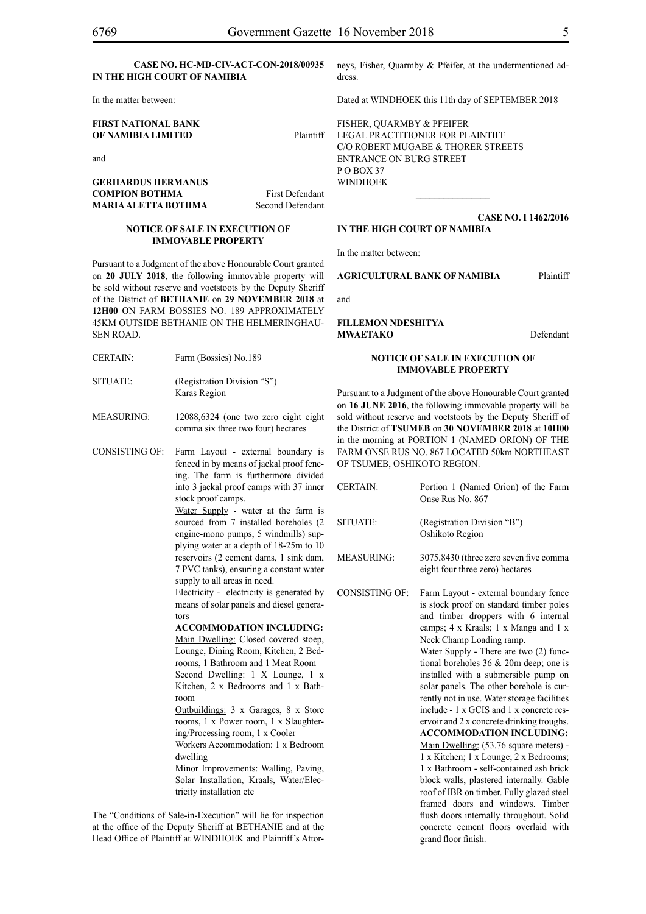**CASE NO. HC-MD-CIV-ACT-CON-2018/00935**
**IN THE HIGH COURT OF NAMIBIA**

In the matter between:

**FIRST NATIONAL BANK OF NAMIBIA LIMITED** Plaintiff

and

**GERHARDUS HERMANUS COMPION BOTHMA** First Defendant
**MARIA ALETTA BOTHMA** Second Defendant

**NOTICE OF SALE IN EXECUTION OF IMMOVABLE PROPERTY**

Pursuant to a Judgment of the above Honourable Court granted on **20 JULY 2018**, the following immovable property will be sold without reserve and voetstoots by the Deputy Sheriff of the District of **BETHANIE** on **29 NOVEMBER 2018** at **12H00** ON FARM BOSSIES NO. 189 APPROXIMATELY 45KM OUTSIDE BETHANIE ON THE HELMERINGHAUSEN ROAD.

| | |
|---|---|
| CERTAIN: | Farm (Bossies) No.189 |
| SITUATE: | (Registration Division "S") Karas Region |
| MEASURING: | 12088,6324 (one two zero eight eight comma six three two four) hectares |
| CONSISTING OF: | Farm Layout - external boundary is fenced in by means of jackal proof fencing. The farm is furthermore divided into 3 jackal proof camps with 37 inner stock proof camps.<br>Water Supply - water at the farm is sourced from 7 installed boreholes (2 engine-mono pumps, 5 windmills) supplying water at a depth of 18-25m to 10 reservoirs (2 cement dams, 1 sink dam, 7 PVC tanks), ensuring a constant water supply to all areas in need.<br>Electricity - electricity is generated by means of solar panels and diesel generators<br>**ACCOMMODATION INCLUDING:**<br>Main Dwelling: Closed covered stoep, Lounge, Dining Room, Kitchen, 2 Bedrooms, 1 Bathroom and 1 Meat Room<br>Second Dwelling: 1 X Lounge, 1 x Kitchen, 2 x Bedrooms and 1 x Bathroom<br>Outbuildings: 3 x Garages, 8 x Store rooms, 1 x Power room, 1 x Slaughtering/Processing room, 1 x Cooler<br>Workers Accommodation: 1 x Bedroom dwelling<br>Minor Improvements: Walling, Paving, Solar Installation, Kraals, Water/Electricity installation etc |

The "Conditions of Sale-in-Execution" will lie for inspection at the office of the Deputy Sheriff at BETHANIE and at the Head Office of Plaintiff at WINDHOEK and Plaintiff's Attorneys, Fisher, Quarmby & Pfeifer, at the undermentioned address.

Dated at WINDHOEK this 11th day of SEPTEMBER 2018

FISHER, QUARMBY & PFEIFER
LEGAL PRACTITIONER FOR PLAINTIFF
C/O ROBERT MUGABE & THORER STREETS
ENTRANCE ON BURG STREET
P O BOX 37
WINDHOEK

---

**CASE NO. I 1462/2016**
**IN THE HIGH COURT OF NAMIBIA**

In the matter between:

**AGRICULTURAL BANK OF NAMIBIA** Plaintiff

and

**FILLEMON NDESHITYA MWAETAKO** Defendant

**NOTICE OF SALE IN EXECUTION OF IMMOVABLE PROPERTY**

Pursuant to a Judgment of the above Honourable Court granted on **16 JUNE 2016**, the following immovable property will be sold without reserve and voetstoots by the Deputy Sheriff of the District of **TSUMEB** on **30 NOVEMBER 2018** at **10H00** in the morning at PORTION 1 (NAMED ORION) OF THE FARM ONSE RUS NO. 867 LOCATED 50km NORTHEAST OF TSUMEB, OSHIKOTO REGION.

| | |
|---|---|
| CERTAIN: | Portion 1 (Named Orion) of the Farm Onse Rus No. 867 |
| SITUATE: | (Registration Division "B") Oshikoto Region |
| MEASURING: | 3075,8430 (three zero seven five comma eight four three zero) hectares |
| CONSISTING OF: | Farm Layout - external boundary fence is stock proof on standard timber poles and timber droppers with 6 internal camps; 4 x Kraals; 1 x Manga and 1 x Neck Champ Loading ramp.<br>Water Supply - There are two (2) functional boreholes 36 & 20m deep; one is installed with a submersible pump on solar panels. The other borehole is currently not in use. Water storage facilities include - 1 x GCIS and 1 x concrete reservoir and 2 x concrete drinking troughs.<br>**ACCOMMODATION INCLUDING:**<br>Main Dwelling: (53.76 square meters) - 1 x Kitchen; 1 x Lounge; 2 x Bedrooms; 1 x Bathroom - self-contained ash brick block walls, plastered internally. Gable roof of IBR on timber. Fully glazed steel framed doors and windows. Timber flush doors internally throughout. Solid concrete cement floors overlaid with grand floor finish. |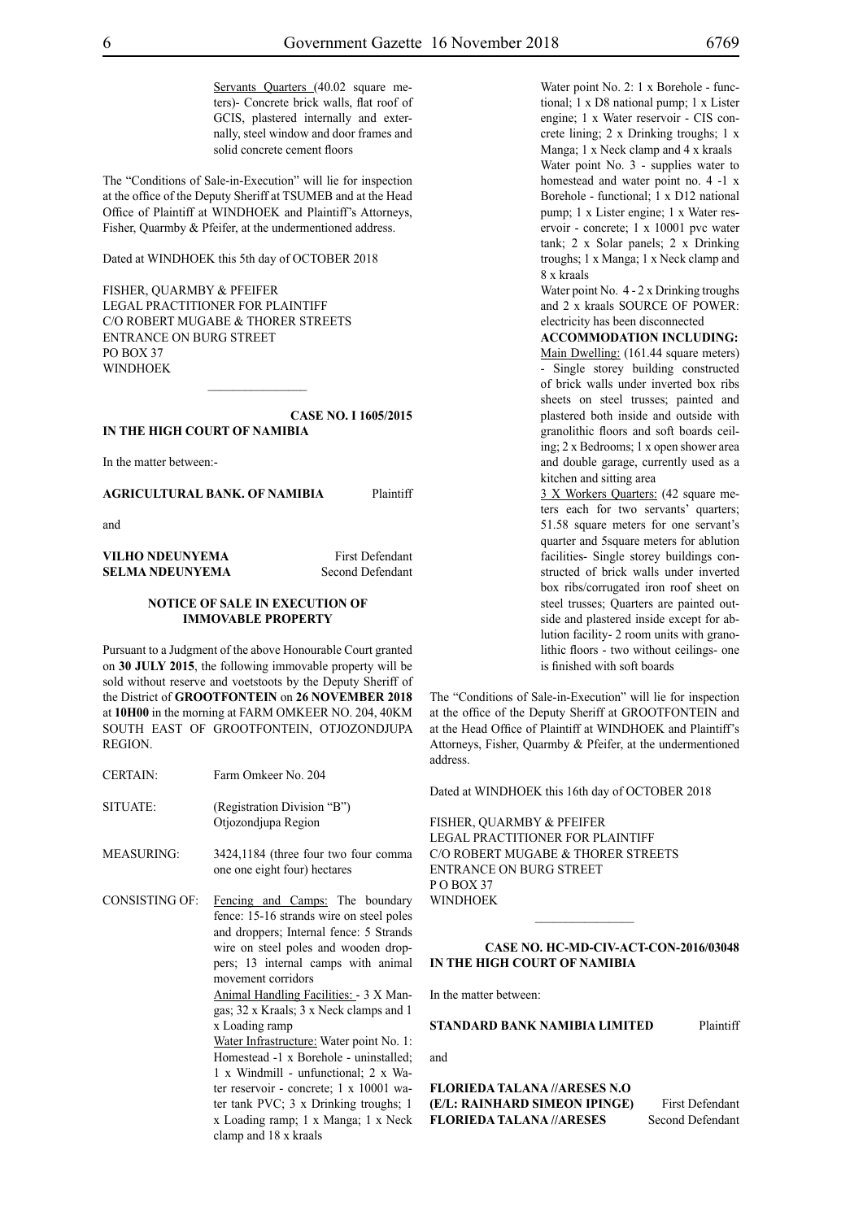Servants Quarters (40.02 square meters)- Concrete brick walls, flat roof of GCIS, plastered internally and externally, steel window and door frames and solid concrete cement floors

The "Conditions of Sale-in-Execution" will lie for inspection at the office of the Deputy Sheriff at TSUMEB and at the Head Office of Plaintiff at WINDHOEK and Plaintiff's Attorneys, Fisher, Quarmby & Pfeifer, at the undermentioned address.

Dated at WINDHOEK this 5th day of OCTOBER 2018

FISHER, QUARMBY & PFEIFER
LEGAL PRACTITIONER FOR PLAINTIFF
C/O ROBERT MUGABE & THORER STREETS
ENTRANCE ON BURG STREET
PO BOX 37
WINDHOEK

---

**CASE NO. I 1605/2015**

**IN THE HIGH COURT OF NAMIBIA**

In the matter between:-

**AGRICULTURAL BANK. OF NAMIBIA** Plaintiff

and

**VILHO NDEUNYEMA** First Defendant
**SELMA NDEUNYEMA** Second Defendant

**NOTICE OF SALE IN EXECUTION OF IMMOVABLE PROPERTY**

Pursuant to a Judgment of the above Honourable Court granted on **30 JULY 2015**, the following immovable property will be sold without reserve and voetstoots by the Deputy Sheriff of the District of **GROOTFONTEIN** on **26 NOVEMBER 2018** at **10H00** in the morning at FARM OMKEER NO. 204, 40KM SOUTH EAST OF GROOTFONTEIN, OTJOZONDJUPA REGION.

CERTAIN: Farm Omkeer No. 204

SITUATE: (Registration Division "B") Otjozondjupa Region

MEASURING: 3424,1184 (three four two four comma one one eight four) hectares

CONSISTING OF: Fencing and Camps: The boundary fence: 15-16 strands wire on steel poles and droppers; Internal fence: 5 Strands wire on steel poles and wooden droppers; 13 internal camps with animal movement corridors

Animal Handling Facilities: - 3 X Mangas; 32 x Kraals; 3 x Neck clamps and 1 x Loading ramp

Water Infrastructure: Water point No. 1: Homestead -1 x Borehole - uninstalled; 1 x Windmill - unfunctional; 2 x Water reservoir - concrete; 1 x 10001 water tank PVC; 3 x Drinking troughs; 1 x Loading ramp; 1 x Manga; 1 x Neck clamp and 18 x kraals

Water point No. 2: 1 x Borehole - functional; 1 x D8 national pump; 1 x Lister engine; 1 x Water reservoir - CIS concrete lining; 2 x Drinking troughs; 1 x Manga; 1 x Neck clamp and 4 x kraals

Water point No. 3 - supplies water to homestead and water point no. 4 -1 x Borehole - functional; 1 x D12 national pump; 1 x Lister engine; 1 x Water reservoir - concrete; 1 x 10001 pvc water tank; 2 x Solar panels; 2 x Drinking troughs; 1 x Manga; 1 x Neck clamp and 8 x kraals

Water point No. 4 - 2 x Drinking troughs and 2 x kraals SOURCE OF POWER: electricity has been disconnected

**ACCOMMODATION INCLUDING:**

Main Dwelling: (161.44 square meters) - Single storey building constructed of brick walls under inverted box ribs sheets on steel trusses; painted and plastered both inside and outside with granolithic floors and soft boards ceiling; 2 x Bedrooms; 1 x open shower area and double garage, currently used as a kitchen and sitting area

3 X Workers Quarters: (42 square meters each for two servants' quarters; 51.58 square meters for one servant's quarter and 5square meters for ablution facilities- Single storey buildings constructed of brick walls under inverted box ribs/corrugated iron roof sheet on steel trusses; Quarters are painted outside and plastered inside except for ablution facility- 2 room units with granolithic floors - two without ceilings- one is finished with soft boards

The "Conditions of Sale-in-Execution" will lie for inspection at the office of the Deputy Sheriff at GROOTFONTEIN and at the Head Office of Plaintiff at WINDHOEK and Plaintiff's Attorneys, Fisher, Quarmby & Pfeifer, at the undermentioned address.

Dated at WINDHOEK this 16th day of OCTOBER 2018

FISHER, QUARMBY & PFEIFER
LEGAL PRACTITIONER FOR PLAINTIFF
C/O ROBERT MUGABE & THORER STREETS
ENTRANCE ON BURG STREET
P O BOX 37
WINDHOEK

---

**CASE NO. HC-MD-CIV-ACT-CON-2016/03048**

**IN THE HIGH COURT OF NAMIBIA**

In the matter between:

**STANDARD BANK NAMIBIA LIMITED** Plaintiff

and

**FLORIEDA TALANA //ARESES N.O (E/L: RAINHARD SIMEON IPINGE)** First Defendant
**FLORIEDA TALANA //ARESES** Second Defendant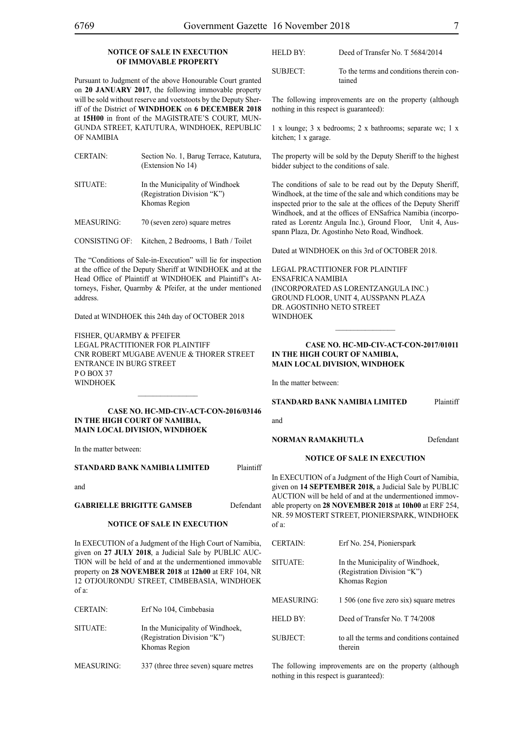**NOTICE OF SALE IN EXECUTION OF IMMOVABLE PROPERTY**

Pursuant to Judgment of the above Honourable Court granted on **20 JANUARY 2017**, the following immovable property will be sold without reserve and voetstoots by the Deputy Sheriff of the District of **WINDHOEK** on **6 DECEMBER 2018** at **15H00** in front of the MAGISTRATE'S COURT, MUNGUNDA STREET, KATUTURA, WINDHOEK, REPUBLIC OF NAMIBIA

| | |
|---|---|
| CERTAIN: | Section No. 1, Barug Terrace, Katutura, (Extension No 14) |
| SITUATE: | In the Municipality of Windhoek (Registration Division "K") Khomas Region |
| MEASURING: | 70 (seven zero) square metres |
| CONSISTING OF: | Kitchen, 2 Bedrooms, 1 Bath / Toilet |

The "Conditions of Sale-in-Execution" will lie for inspection at the office of the Deputy Sheriff at WINDHOEK and at the Head Office of Plaintiff at WINDHOEK and Plaintiff's Attorneys, Fisher, Quarmby & Pfeifer, at the under mentioned address.

Dated at WINDHOEK this 24th day of OCTOBER 2018

FISHER, QUARMBY & PFEIFER
LEGAL PRACTITIONER FOR PLAINTIFF
CNR ROBERT MUGABE AVENUE & THORER STREET
ENTRANCE IN BURG STREET
P O BOX 37
WINDHOEK

---

**CASE NO. HC-MD-CIV-ACT-CON-2016/03146**
**IN THE HIGH COURT OF NAMIBIA, MAIN LOCAL DIVISION, WINDHOEK**

In the matter between:

**STANDARD BANK NAMIBIA LIMITED** Plaintiff

and

**GABRIELLE BRIGITTE GAMSEB** Defendant

**NOTICE OF SALE IN EXECUTION**

In EXECUTION of a Judgment of the High Court of Namibia, given on **27 JULY 2018**, a Judicial Sale by PUBLIC AUCTION will be held of and at the undermentioned immovable property on **28 NOVEMBER 2018** at **12h00** at ERF 104, NR 12 OTJOURONDU STREET, CIMBEBASIA, WINDHOEK of a:

| | |
|---|---|
| CERTAIN: | Erf No 104, Cimbebasia |
| SITUATE: | In the Municipality of Windhoek, (Registration Division "K") Khomas Region |
| MEASURING: | 337 (three three seven) square metres |
| HELD BY: | Deed of Transfer No. T 5684/2014 |
| SUBJECT: | To the terms and conditions therein contained |

The following improvements are on the property (although nothing in this respect is guaranteed):

1 x lounge; 3 x bedrooms; 2 x bathrooms; separate wc; 1 x kitchen; 1 x garage.

The property will be sold by the Deputy Sheriff to the highest bidder subject to the conditions of sale.

The conditions of sale to be read out by the Deputy Sheriff, Windhoek, at the time of the sale and which conditions may be inspected prior to the sale at the offices of the Deputy Sheriff Windhoek, and at the offices of ENSafrica Namibia (incorporated as Lorentz Angula Inc.), Ground Floor, Unit 4, Ausspann Plaza, Dr. Agostinho Neto Road, Windhoek.

Dated at WINDHOEK on this 3rd of OCTOBER 2018.

LEGAL PRACTITIONER FOR PLAINTIFF
ENSAFRICA NAMIBIA
(INCORPORATED AS LORENTZANGULA INC.)
GROUND FLOOR, UNIT 4, AUSSPANN PLAZA
DR. AGOSTINHO NETO STREET
WINDHOEK

---

**CASE NO. HC-MD-CIV-ACT-CON-2017/01011**
**IN THE HIGH COURT OF NAMIBIA, MAIN LOCAL DIVISION, WINDHOEK**

In the matter between:

**STANDARD BANK NAMIBIA LIMITED** Plaintiff

and

**NORMAN RAMAKHUTLA** Defendant

**NOTICE OF SALE IN EXECUTION**

In EXECUTION of a Judgment of the High Court of Namibia, given on **14 SEPTEMBER 2018,** a Judicial Sale by PUBLIC AUCTION will be held of and at the undermentioned immovable property on **28 NOVEMBER 2018** at **10h00** at ERF 254, NR. 59 MOSTERT STREET, PIONIERSPARK, WINDHOEK of a:

| | |
|---|---|
| CERTAIN: | Erf No. 254, Pionierspark |
| SITUATE: | In the Municipality of Windhoek, (Registration Division "K") Khomas Region |
| MEASURING: | 1 506 (one five zero six) square metres |
| HELD BY: | Deed of Transfer No. T 74/2008 |
| SUBJECT: | to all the terms and conditions contained therein |

The following improvements are on the property (although nothing in this respect is guaranteed):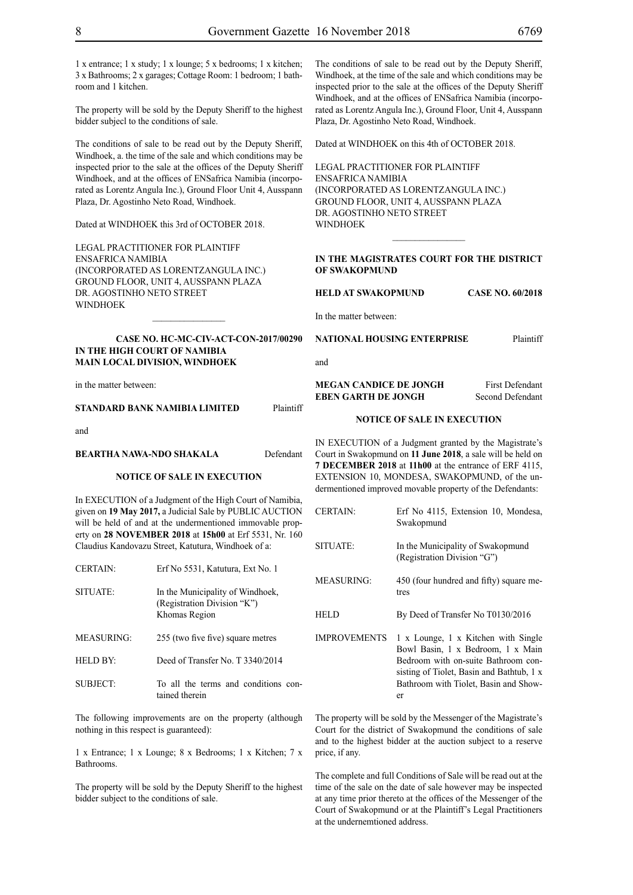1 x entrance; 1 x study; 1 x lounge; 5 x bedrooms; 1 x kitchen; 3 x Bathrooms; 2 x garages; Cottage Room: 1 bedroom; 1 bathroom and 1 kitchen.

The property will be sold by the Deputy Sheriff to the highest bidder subjecl to the conditions of sale.

The conditions of sale to be read out by the Deputy Sheriff, Windhoek, a. the time of the sale and which conditions may be inspected prior to the sale at the offices of the Deputy Sheriff Windhoek, and at the offices of ENSafrica Namibia (incorporated as Lorentz Angula Inc.), Ground Floor Unit 4, Ausspann Plaza, Dr. Agostinho Neto Road, Windhoek.

Dated at WINDHOEK this 3rd of OCTOBER 2018.

LEGAL PRACTITIONER FOR PLAINTIFF
ENSAFRICA NAMIBIA
(INCORPORATED AS LORENTZANGULA INC.)
GROUND FLOOR, UNIT 4, AUSSPANN PLAZA
DR. AGOSTINHO NETO STREET
WINDHOEK

---

**CASE NO. HC-MC-CIV-ACT-CON-2017/00290**
**IN THE HIGH COURT OF NAMIBIA**
**MAIN LOCAL DIVISION, WINDHOEK**

in the matter between:

**STANDARD BANK NAMIBIA LIMITED** Plaintiff

and

**BEARTHA NAWA-NDO SHAKALA** Defendant

**NOTICE OF SALE IN EXECUTION**

In EXECUTION of a Judgment of the High Court of Namibia, given on **19 May 2017,** a Judicial Sale by PUBLIC AUCTION will be held of and at the undermentioned immovable property on **28 NOVEMBER 2018** at **15h00** at Erf 5531, Nr. 160 Claudius Kandovazu Street, Katutura, Windhoek of a:

| | |
|---|---|
| CERTAIN: | Erf No 5531, Katutura, Ext No. 1 |
| SITUATE: | In the Municipality of Windhoek, (Registration Division "K") Khomas Region |
| MEASURING: | 255 (two five five) square metres |
| HELD BY: | Deed of Transfer No. T 3340/2014 |
| SUBJECT: | To all the terms and conditions contained therein |

The following improvements are on the property (although nothing in this respect is guaranteed):

1 x Entrance; 1 x Lounge; 8 x Bedrooms; 1 x Kitchen; 7 x Bathrooms.

The property will be sold by the Deputy Sheriff to the highest bidder subject to the conditions of sale.

The conditions of sale to be read out by the Deputy Sheriff, Windhoek, at the time of the sale and which conditions may be inspected prior to the sale at the offices of the Deputy Sheriff Windhoek, and at the offices of ENSafrica Namibia (incorporated as Lorentz Angula Inc.), Ground Floor, Unit 4, Ausspann Plaza, Dr. Agostinho Neto Road, Windhoek.

Dated at WINDHOEK on this 4th of OCTOBER 2018.

LEGAL PRACTITIONER FOR PLAINTIFF
ENSAFRICA NAMIBIA
(INCORPORATED AS LORENTZANGULA INC.)
GROUND FLOOR, UNIT 4, AUSSPANN PLAZA
DR. AGOSTINHO NETO STREET
WINDHOEK

---

**IN THE MAGISTRATES COURT FOR THE DISTRICT OF SWAKOPMUND**

**HELD AT SWAKOPMUND** **CASE NO. 60/2018**

In the matter between:

**NATIONAL HOUSING ENTERPRISE** Plaintiff

and

**MEGAN CANDICE DE JONGH** First Defendant
**EBEN GARTH DE JONGH** Second Defendant

**NOTICE OF SALE IN EXECUTION**

IN EXECUTION of a Judgment granted by the Magistrate's Court in Swakopmund on **11 June 2018**, a sale will be held on **7 DECEMBER 2018** at **11h00** at the entrance of ERF 4115, EXTENSION 10, MONDESA, SWAKOPMUND, of the undermentioned improved movable property of the Defendants:

| | |
|---|---|
| CERTAIN: | Erf No 4115, Extension 10, Mondesa, Swakopmund |
| SITUATE: | In the Municipality of Swakopmund (Registration Division "G") |
| MEASURING: | 450 (four hundred and fifty) square metres |
| HELD | By Deed of Transfer No T0130/2016 |
| IMPROVEMENTS | 1 x Lounge, 1 x Kitchen with Single Bowl Basin, 1 x Bedroom, 1 x Main Bedroom with on-suite Bathroom consisting of Tiolet, Basin and Bathtub, 1 x Bathroom with Tiolet, Basin and Shower |

The property will be sold by the Messenger of the Magistrate's Court for the district of Swakopmund the conditions of sale and to the highest bidder at the auction subject to a reserve price, if any.

The complete and full Conditions of Sale will be read out at the time of the sale on the date of sale however may be inspected at any time prior thereto at the offices of the Messenger of the Court of Swakopmund or at the Plaintiff's Legal Practitioners at the undernemtioned address.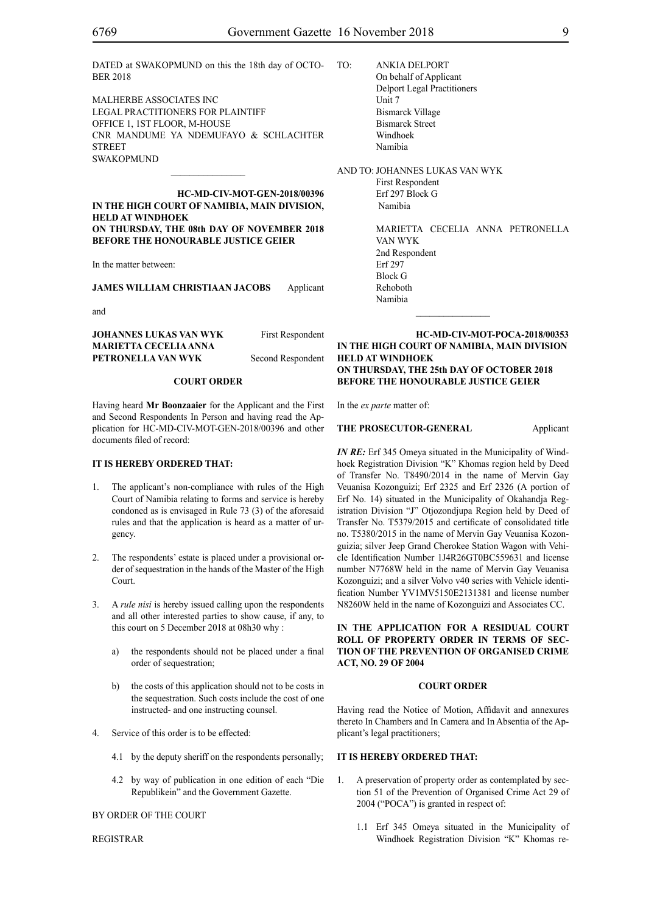DATED at SWAKOPMUND on this the 18th day of OCTOBER 2018

MALHERBE ASSOCIATES INC
LEGAL PRACTITIONERS FOR PLAINTIFF
OFFICE 1, 1ST FLOOR, M-HOUSE
CNR MANDUME YA NDEMUFAYO & SCHLACHTER STREET
SWAKOPMUND

________________

**HC-MD-CIV-MOT-GEN-2018/00396**

**IN THE HIGH COURT OF NAMIBIA, MAIN DIVISION, HELD AT WINDHOEK**
**ON THURSDAY, THE 08th DAY OF NOVEMBER 2018**
**BEFORE THE HONOURABLE JUSTICE GEIER**

In the matter between:

**JAMES WILLIAM CHRISTIAAN JACOBS** Applicant

and

**JOHANNES LUKAS VAN WYK** First Respondent
**MARIETTA CECELIA ANNA PETRONELLA VAN WYK** Second Respondent

**COURT ORDER**

Having heard **Mr Boonzaaier** for the Applicant and the First and Second Respondents In Person and having read the Application for HC-MD-CIV-MOT-GEN-2018/00396 and other documents filed of record:

**IT IS HEREBY ORDERED THAT:**

1. The applicant's non-compliance with rules of the High Court of Namibia relating to forms and service is hereby condoned as is envisaged in Rule 73 (3) of the aforesaid rules and that the application is heard as a matter of urgency.

2. The respondents' estate is placed under a provisional order of sequestration in the hands of the Master of the High Court.

3. A *rule nisi* is hereby issued calling upon the respondents and all other interested parties to show cause, if any, to this court on 5 December 2018 at 08h30 why :

   a) the respondents should not be placed under a final order of sequestration;

   b) the costs of this application should not to be costs in the sequestration. Such costs include the cost of one instructed- and one instructing counsel.

4. Service of this order is to be effected:

   4.1 by the deputy sheriff on the respondents personally;

   4.2 by way of publication in one edition of each "Die Republikein" and the Government Gazette.

BY ORDER OF THE COURT

REGISTRAR

TO: ANKIA DELPORT
On behalf of Applicant
Delport Legal Practitioners
Unit 7
Bismarck Village
Bismarck Street
Windhoek
Namibia

AND TO: JOHANNES LUKAS VAN WYK
First Respondent
Erf 297 Block G
Namibia

MARIETTA CECELIA ANNA PETRONELLA VAN WYK
2nd Respondent
Erf 297
Block G
Rehoboth
Namibia

________________

**HC-MD-CIV-MOT-POCA-2018/00353**

**IN THE HIGH COURT OF NAMIBIA, MAIN DIVISION HELD AT WINDHOEK**
**ON THURSDAY, THE 25th DAY OF OCTOBER 2018**
**BEFORE THE HONOURABLE JUSTICE GEIER**

In the *ex parte* matter of:

**THE PROSECUTOR-GENERAL** Applicant

***IN RE:*** Erf 345 Omeya situated in the Municipality of Windhoek Registration Division "K" Khomas region held by Deed of Transfer No. T8490/2014 in the name of Mervin Gay Veuanisa Kozonguizi; Erf 2325 and Erf 2326 (A portion of Erf No. 14) situated in the Municipality of Okahandja Registration Division "J" Otjozondjupa Region held by Deed of Transfer No. T5379/2015 and certificate of consolidated title no. T5380/2015 in the name of Mervin Gay Veuanisa Kozonguizia; silver Jeep Grand Cherokee Station Wagon with Vehicle Identification Number 1J4R26GT0BC559631 and license number N7768W held in the name of Mervin Gay Veuanisa Kozonguizi; and a silver Volvo v40 series with Vehicle identification Number YV1MV5150E2131381 and license number N8260W held in the name of Kozonguizi and Associates CC.

**IN THE APPLICATION FOR A RESIDUAL COURT ROLL OF PROPERTY ORDER IN TERMS OF SECTION OF THE PREVENTION OF ORGANISED CRIME ACT, NO. 29 OF 2004**

**COURT ORDER**

Having read the Notice of Motion, Affidavit and annexures thereto In Chambers and In Camera and In Absentia of the Applicant's legal practitioners;

**IT IS HEREBY ORDERED THAT:**

1. A preservation of property order as contemplated by section 51 of the Prevention of Organised Crime Act 29 of 2004 ("POCA") is granted in respect of:

   1.1 Erf 345 Omeya situated in the Municipality of Windhoek Registration Division "K" Khomas re-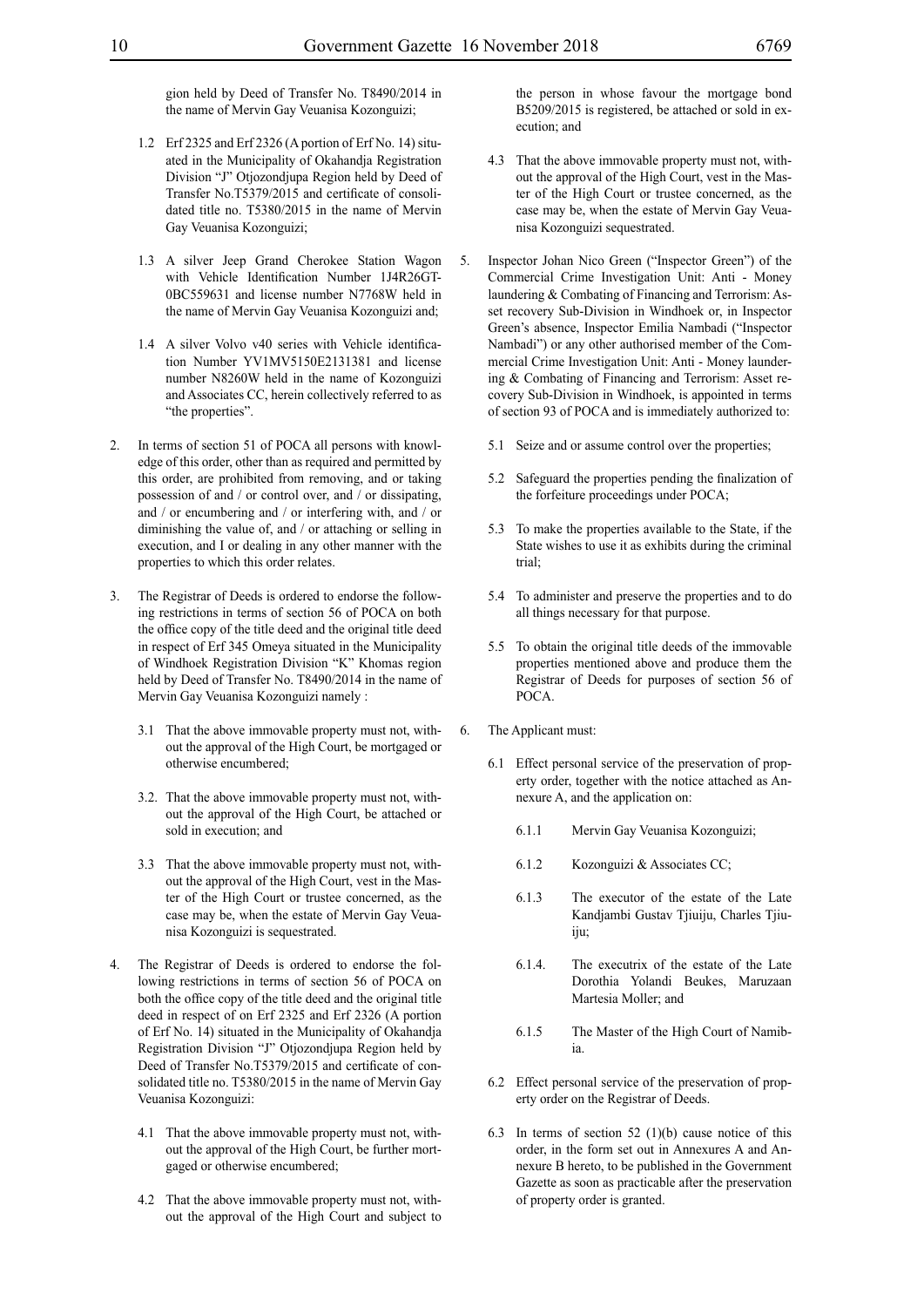gion held by Deed of Transfer No. T8490/2014 in the name of Mervin Gay Veuanisa Kozonguizi;

1.2 Erf 2325 and Erf 2326 (A portion of Erf No. 14) situated in the Municipality of Okahandja Registration Division "J" Otjozondjupa Region held by Deed of Transfer No.T5379/2015 and certificate of consolidated title no. T5380/2015 in the name of Mervin Gay Veuanisa Kozonguizi;

1.3 A silver Jeep Grand Cherokee Station Wagon with Vehicle Identification Number 1J4R26GT-0BC559631 and license number N7768W held in the name of Mervin Gay Veuanisa Kozonguizi and;

1.4 A silver Volvo v40 series with Vehicle identification Number YV1MV5150E2131381 and license number N8260W held in the name of Kozonguizi and Associates CC, herein collectively referred to as "the properties".

2. In terms of section 51 of POCA all persons with knowledge of this order, other than as required and permitted by this order, are prohibited from removing, and or taking possession of and / or control over, and / or dissipating, and / or encumbering and / or interfering with, and / or diminishing the value of, and / or attaching or selling in execution, and I or dealing in any other manner with the properties to which this order relates.

3. The Registrar of Deeds is ordered to endorse the following restrictions in terms of section 56 of POCA on both the office copy of the title deed and the original title deed in respect of Erf 345 Omeya situated in the Municipality of Windhoek Registration Division "K" Khomas region held by Deed of Transfer No. T8490/2014 in the name of Mervin Gay Veuanisa Kozonguizi namely :

3.1 That the above immovable property must not, without the approval of the High Court, be mortgaged or otherwise encumbered;

3.2. That the above immovable property must not, without the approval of the High Court, be attached or sold in execution; and

3.3 That the above immovable property must not, without the approval of the High Court, vest in the Master of the High Court or trustee concerned, as the case may be, when the estate of Mervin Gay Veuanisa Kozonguizi is sequestrated.

4. The Registrar of Deeds is ordered to endorse the following restrictions in terms of section 56 of POCA on both the office copy of the title deed and the original title deed in respect of on Erf 2325 and Erf 2326 (A portion of Erf No. 14) situated in the Municipality of Okahandja Registration Division "J" Otjozondjupa Region held by Deed of Transfer No.T5379/2015 and certificate of consolidated title no. T5380/2015 in the name of Mervin Gay Veuanisa Kozonguizi:

4.1 That the above immovable property must not, without the approval of the High Court, be further mortgaged or otherwise encumbered;

4.2 That the above immovable property must not, without the approval of the High Court and subject to the person in whose favour the mortgage bond B5209/2015 is registered, be attached or sold in execution; and

4.3 That the above immovable property must not, without the approval of the High Court, vest in the Master of the High Court or trustee concerned, as the case may be, when the estate of Mervin Gay Veuanisa Kozonguizi sequestrated.

5. Inspector Johan Nico Green ("Inspector Green") of the Commercial Crime Investigation Unit: Anti - Money laundering & Combating of Financing and Terrorism: Asset recovery Sub-Division in Windhoek or, in Inspector Green's absence, Inspector Emilia Nambadi ("Inspector Nambadi") or any other authorised member of the Commercial Crime Investigation Unit: Anti - Money laundering & Combating of Financing and Terrorism: Asset recovery Sub-Division in Windhoek, is appointed in terms of section 93 of POCA and is immediately authorized to:

5.1 Seize and or assume control over the properties;

5.2 Safeguard the properties pending the finalization of the forfeiture proceedings under POCA;

5.3 To make the properties available to the State, if the State wishes to use it as exhibits during the criminal trial;

5.4 To administer and preserve the properties and to do all things necessary for that purpose.

5.5 To obtain the original title deeds of the immovable properties mentioned above and produce them the Registrar of Deeds for purposes of section 56 of POCA.

6. The Applicant must:

6.1 Effect personal service of the preservation of property order, together with the notice attached as Annexure A, and the application on:

6.1.1 Mervin Gay Veuanisa Kozonguizi;

6.1.2 Kozonguizi & Associates CC;

6.1.3 The executor of the estate of the Late Kandjambi Gustav Tjiuiju, Charles Tjiuiju;

6.1.4. The executrix of the estate of the Late Dorothia Yolandi Beukes, Maruzaan Martesia Moller; and

6.1.5 The Master of the High Court of Namibia.

6.2 Effect personal service of the preservation of property order on the Registrar of Deeds.

6.3 In terms of section 52 (1)(b) cause notice of this order, in the form set out in Annexures A and Annexure B hereto, to be published in the Government Gazette as soon as practicable after the preservation of property order is granted.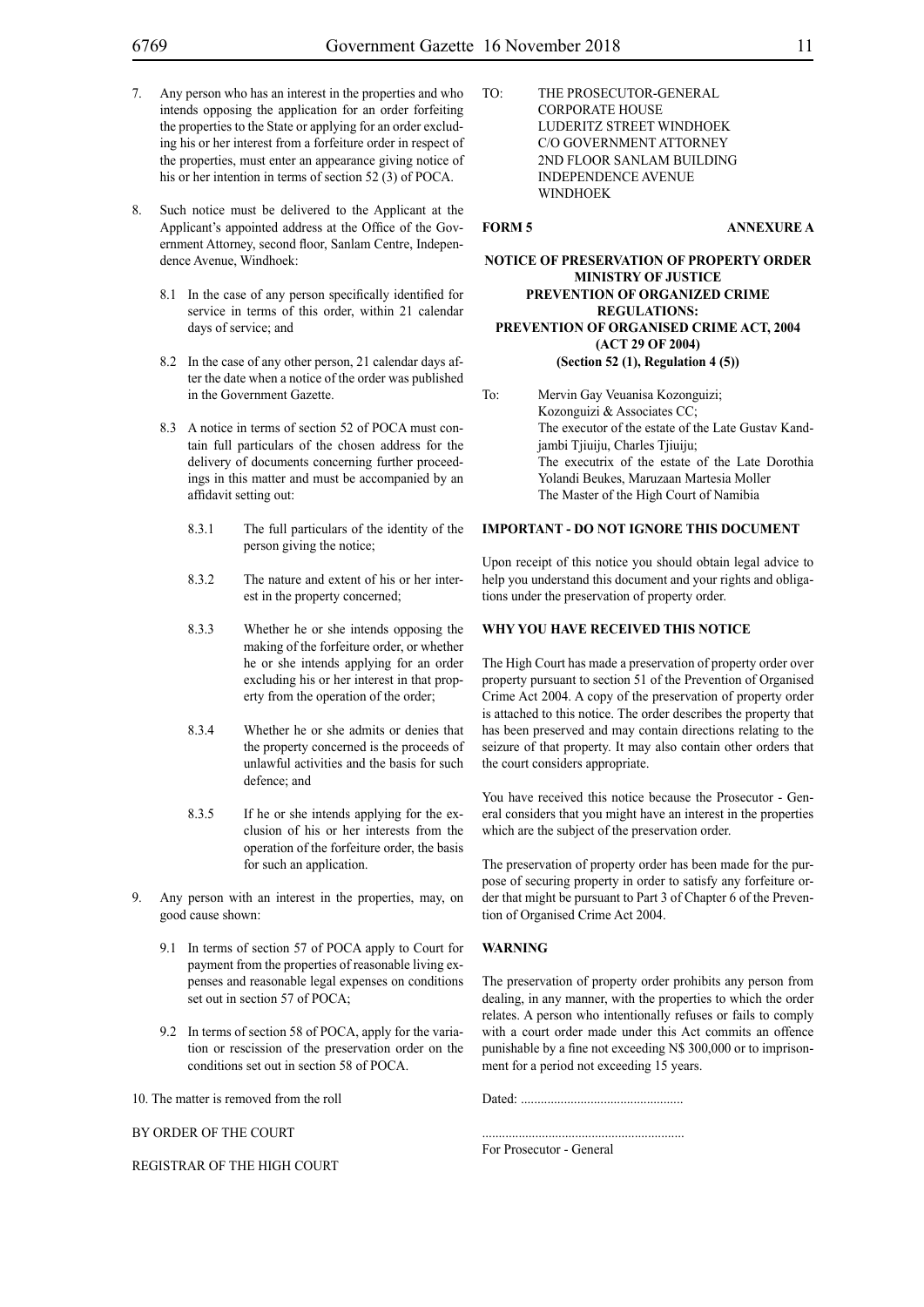7. Any person who has an interest in the properties and who intends opposing the application for an order forfeiting the properties to the State or applying for an order excluding his or her interest from a forfeiture order in respect of the properties, must enter an appearance giving notice of his or her intention in terms of section 52 (3) of POCA.

8. Such notice must be delivered to the Applicant at the Applicant's appointed address at the Office of the Government Attorney, second floor, Sanlam Centre, Independence Avenue, Windhoek:

   8.1 In the case of any person specifically identified for service in terms of this order, within 21 calendar days of service; and

   8.2 In the case of any other person, 21 calendar days after the date when a notice of the order was published in the Government Gazette.

   8.3 A notice in terms of section 52 of POCA must contain full particulars of the chosen address for the delivery of documents concerning further proceedings in this matter and must be accompanied by an affidavit setting out:

      8.3.1 The full particulars of the identity of the person giving the notice;

      8.3.2 The nature and extent of his or her interest in the property concerned;

      8.3.3 Whether he or she intends opposing the making of the forfeiture order, or whether he or she intends applying for an order excluding his or her interest in that property from the operation of the order;

      8.3.4 Whether he or she admits or denies that the property concerned is the proceeds of unlawful activities and the basis for such defence; and

      8.3.5 If he or she intends applying for the exclusion of his or her interests from the operation of the forfeiture order, the basis for such an application.

9. Any person with an interest in the properties, may, on good cause shown:

   9.1 In terms of section 57 of POCA apply to Court for payment from the properties of reasonable living expenses and reasonable legal expenses on conditions set out in section 57 of POCA;

   9.2 In terms of section 58 of POCA, apply for the variation or rescission of the preservation order on the conditions set out in section 58 of POCA.

10. The matter is removed from the roll

BY ORDER OF THE COURT

REGISTRAR OF THE HIGH COURT

TO: THE PROSECUTOR-GENERAL
CORPORATE HOUSE
LUDERITZ STREET WINDHOEK
C/O GOVERNMENT ATTORNEY
2ND FLOOR SANLAM BUILDING
INDEPENDENCE AVENUE
WINDHOEK

**FORM 5** **ANNEXURE A**

**NOTICE OF PRESERVATION OF PROPERTY ORDER**
**MINISTRY OF JUSTICE**
**PREVENTION OF ORGANIZED CRIME REGULATIONS:**
**PREVENTION OF ORGANISED CRIME ACT, 2004 (ACT 29 OF 2004)**
**(Section 52 (1), Regulation 4 (5))**

To: Mervin Gay Veuanisa Kozonguizi;
Kozonguizi & Associates CC;
The executor of the estate of the Late Gustav Kandjambi Tjiuiju, Charles Tjiuiju;
The executrix of the estate of the Late Dorothia Yolandi Beukes, Maruzaan Martesia Moller
The Master of the High Court of Namibia

**IMPORTANT - DO NOT IGNORE THIS DOCUMENT**

Upon receipt of this notice you should obtain legal advice to help you understand this document and your rights and obligations under the preservation of property order.

**WHY YOU HAVE RECEIVED THIS NOTICE**

The High Court has made a preservation of property order over property pursuant to section 51 of the Prevention of Organised Crime Act 2004. A copy of the preservation of property order is attached to this notice. The order describes the property that has been preserved and may contain directions relating to the seizure of that property. It may also contain other orders that the court considers appropriate.

You have received this notice because the Prosecutor - General considers that you might have an interest in the properties which are the subject of the preservation order.

The preservation of property order has been made for the purpose of securing property in order to satisfy any forfeiture order that might be pursuant to Part 3 of Chapter 6 of the Prevention of Organised Crime Act 2004.

**WARNING**

The preservation of property order prohibits any person from dealing, in any manner, with the properties to which the order relates. A person who intentionally refuses or fails to comply with a court order made under this Act commits an offence punishable by a fine not exceeding N$ 300,000 or to imprisonment for a period not exceeding 15 years.

Dated: ................................................

............................................................
For Prosecutor - General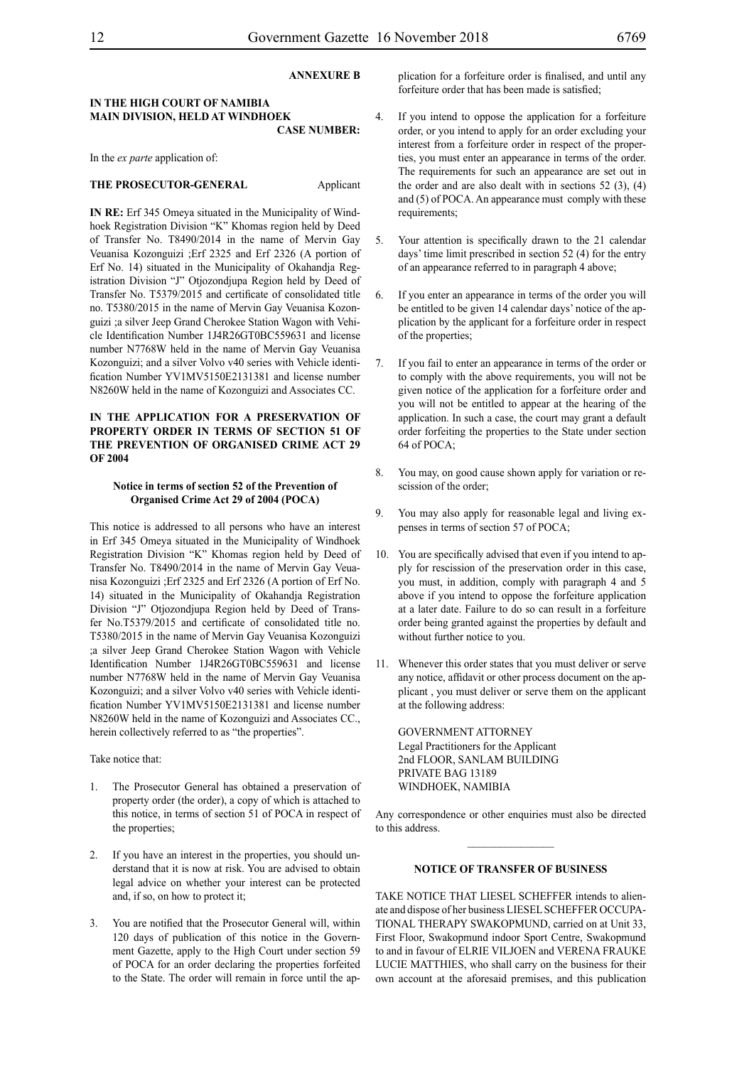**ANNEXURE B**

**IN THE HIGH COURT OF NAMIBIA**
**MAIN DIVISION, HELD AT WINDHOEK**
**CASE NUMBER:**

In the *ex parte* application of:

**THE PROSECUTOR-GENERAL** Applicant

**IN RE:** Erf 345 Omeya situated in the Municipality of Windhoek Registration Division "K" Khomas region held by Deed of Transfer No. T8490/2014 in the name of Mervin Gay Veuanisa Kozonguizi ;Erf 2325 and Erf 2326 (A portion of Erf No. 14) situated in the Municipality of Okahandja Registration Division "J" Otjozondjupa Region held by Deed of Transfer No. T5379/2015 and certificate of consolidated title no. T5380/2015 in the name of Mervin Gay Veuanisa Kozonguizi ;a silver Jeep Grand Cherokee Station Wagon with Vehicle Identification Number 1J4R26GT0BC559631 and license number N7768W held in the name of Mervin Gay Veuanisa Kozonguizi; and a silver Volvo v40 series with Vehicle identification Number YV1MV5150E2131381 and license number N8260W held in the name of Kozonguizi and Associates CC.

**IN THE APPLICATION FOR A PRESERVATION OF PROPERTY ORDER IN TERMS OF SECTION 51 OF THE PREVENTION OF ORGANISED CRIME ACT 29 OF 2004**

**Notice in terms of section 52 of the Prevention of Organised Crime Act 29 of 2004 (POCA)**

This notice is addressed to all persons who have an interest in Erf 345 Omeya situated in the Municipality of Windhoek Registration Division "K" Khomas region held by Deed of Transfer No. T8490/2014 in the name of Mervin Gay Veuanisa Kozonguizi ;Erf 2325 and Erf 2326 (A portion of Erf No. 14) situated in the Municipality of Okahandja Registration Division "J" Otjozondjupa Region held by Deed of Transfer No.T5379/2015 and certificate of consolidated title no. T5380/2015 in the name of Mervin Gay Veuanisa Kozonguizi ;a silver Jeep Grand Cherokee Station Wagon with Vehicle Identification Number 1J4R26GT0BC559631 and license number N7768W held in the name of Mervin Gay Veuanisa Kozonguizi; and a silver Volvo v40 series with Vehicle identification Number YV1MV5150E2131381 and license number N8260W held in the name of Kozonguizi and Associates CC., herein collectively referred to as "the properties".

Take notice that:

1. The Prosecutor General has obtained a preservation of property order (the order), a copy of which is attached to this notice, in terms of section 51 of POCA in respect of the properties;

2. If you have an interest in the properties, you should understand that it is now at risk. You are advised to obtain legal advice on whether your interest can be protected and, if so, on how to protect it;

3. You are notified that the Prosecutor General will, within 120 days of publication of this notice in the Government Gazette, apply to the High Court under section 59 of POCA for an order declaring the properties forfeited to the State. The order will remain in force until the application for a forfeiture order is finalised, and until any forfeiture order that has been made is satisfied;

4. If you intend to oppose the application for a forfeiture order, or you intend to apply for an order excluding your interest from a forfeiture order in respect of the properties, you must enter an appearance in terms of the order. The requirements for such an appearance are set out in the order and are also dealt with in sections 52 (3), (4) and (5) of POCA. An appearance must comply with these requirements;

5. Your attention is specifically drawn to the 21 calendar days' time limit prescribed in section 52 (4) for the entry of an appearance referred to in paragraph 4 above;

6. If you enter an appearance in terms of the order you will be entitled to be given 14 calendar days' notice of the application by the applicant for a forfeiture order in respect of the properties;

7. If you fail to enter an appearance in terms of the order or to comply with the above requirements, you will not be given notice of the application for a forfeiture order and you will not be entitled to appear at the hearing of the application. In such a case, the court may grant a default order forfeiting the properties to the State under section 64 of POCA;

8. You may, on good cause shown apply for variation or rescission of the order;

9. You may also apply for reasonable legal and living expenses in terms of section 57 of POCA;

10. You are specifically advised that even if you intend to apply for rescission of the preservation order in this case, you must, in addition, comply with paragraph 4 and 5 above if you intend to oppose the forfeiture application at a later date. Failure to do so can result in a forfeiture order being granted against the properties by default and without further notice to you.

11. Whenever this order states that you must deliver or serve any notice, affidavit or other process document on the applicant , you must deliver or serve them on the applicant at the following address:

GOVERNMENT ATTORNEY
Legal Practitioners for the Applicant
2nd FLOOR, SANLAM BUILDING
PRIVATE BAG 13189
WINDHOEK, NAMIBIA

Any correspondence or other enquiries must also be directed to this address.

---

**NOTICE OF TRANSFER OF BUSINESS**

TAKE NOTICE THAT LIESEL SCHEFFER intends to alienate and dispose of her business LIESEL SCHEFFER OCCUPATIONAL THERAPY SWAKOPMUND, carried on at Unit 33, First Floor, Swakopmund indoor Sport Centre, Swakopmund to and in favour of ELRIE VILJOEN and VERENA FRAUKE LUCIE MATTHIES, who shall carry on the business for their own account at the aforesaid premises, and this publication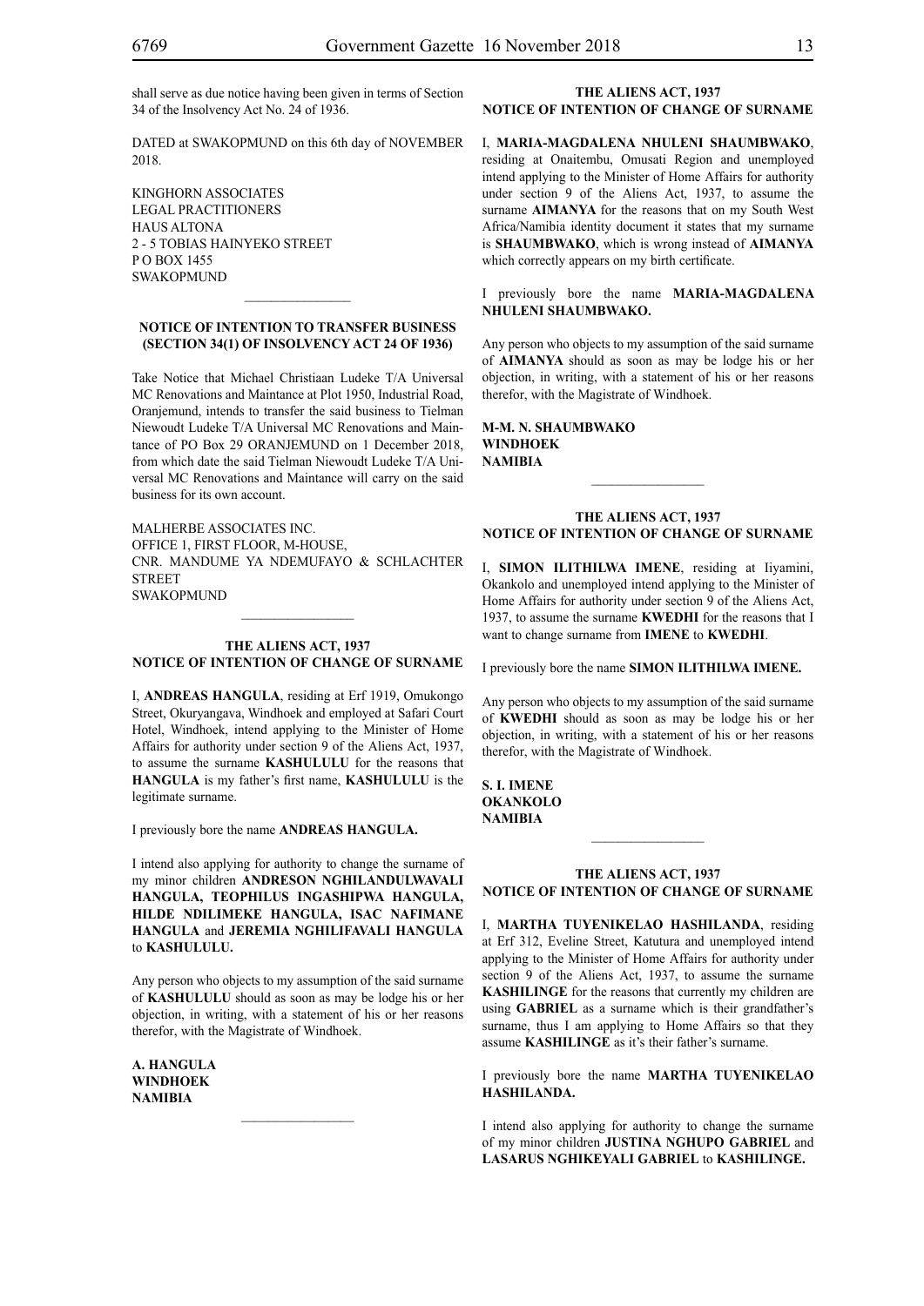shall serve as due notice having been given in terms of Section 34 of the Insolvency Act No. 24 of 1936.

DATED at SWAKOPMUND on this 6th day of NOVEMBER 2018.

KINGHORN ASSOCIATES
LEGAL PRACTITIONERS
HAUS ALTONA
2 - 5 TOBIAS HAINYEKO STREET
P O BOX 1455
SWAKOPMUND

---

**NOTICE OF INTENTION TO TRANSFER BUSINESS (SECTION 34(1) OF INSOLVENCY ACT 24 OF 1936)**

Take Notice that Michael Christiaan Ludeke T/A Universal MC Renovations and Maintance at Plot 1950, Industrial Road, Oranjemund, intends to transfer the said business to Tielman Niewoudt Ludeke T/A Universal MC Renovations and Maintance of PO Box 29 ORANJEMUND on 1 December 2018, from which date the said Tielman Niewoudt Ludeke T/A Universal MC Renovations and Maintance will carry on the said business for its own account.

MALHERBE ASSOCIATES INC.
OFFICE 1, FIRST FLOOR, M-HOUSE,
CNR. MANDUME YA NDEMUFAYO & SCHLACHTER STREET
SWAKOPMUND

---

**THE ALIENS ACT, 1937**
**NOTICE OF INTENTION OF CHANGE OF SURNAME**

I, **ANDREAS HANGULA**, residing at Erf 1919, Omukongo Street, Okuryangava, Windhoek and employed at Safari Court Hotel, Windhoek, intend applying to the Minister of Home Affairs for authority under section 9 of the Aliens Act, 1937, to assume the surname **KASHULULU** for the reasons that **HANGULA** is my father's first name, **KASHULULU** is the legitimate surname.

I previously bore the name **ANDREAS HANGULA.**

I intend also applying for authority to change the surname of my minor children **ANDRESON NGHILANDULWAVALI HANGULA, TEOPHILUS INGASHIPWA HANGULA, HILDE NDILIMEKE HANGULA, ISAC NAFIMANE HANGULA** and **JEREMIA NGHILIFAVALI HANGULA** to **KASHULULU.**

Any person who objects to my assumption of the said surname of **KASHULULU** should as soon as may be lodge his or her objection, in writing, with a statement of his or her reasons therefor, with the Magistrate of Windhoek.

**A. HANGULA**
**WINDHOEK**
**NAMIBIA**

---

**THE ALIENS ACT, 1937**
**NOTICE OF INTENTION OF CHANGE OF SURNAME**

I, **MARIA-MAGDALENA NHULENI SHAUMBWAKO**, residing at Onaitembu, Omusati Region and unemployed intend applying to the Minister of Home Affairs for authority under section 9 of the Aliens Act, 1937, to assume the surname **AIMANYA** for the reasons that on my South West Africa/Namibia identity document it states that my surname is **SHAUMBWAKO**, which is wrong instead of **AIMANYA** which correctly appears on my birth certificate.

I previously bore the name **MARIA-MAGDALENA NHULENI SHAUMBWAKO.**

Any person who objects to my assumption of the said surname of **AIMANYA** should as soon as may be lodge his or her objection, in writing, with a statement of his or her reasons therefor, with the Magistrate of Windhoek.

**M-M. N. SHAUMBWAKO**
**WINDHOEK**
**NAMIBIA**

---

**THE ALIENS ACT, 1937**
**NOTICE OF INTENTION OF CHANGE OF SURNAME**

I, **SIMON ILITHILWA IMENE**, residing at Iiyamini, Okankolo and unemployed intend applying to the Minister of Home Affairs for authority under section 9 of the Aliens Act, 1937, to assume the surname **KWEDHI** for the reasons that I want to change surname from **IMENE** to **KWEDHI**.

I previously bore the name **SIMON ILITHILWA IMENE.**

Any person who objects to my assumption of the said surname of **KWEDHI** should as soon as may be lodge his or her objection, in writing, with a statement of his or her reasons therefor, with the Magistrate of Windhoek.

**S. I. IMENE**
**OKANKOLO**
**NAMIBIA**

---

**THE ALIENS ACT, 1937**
**NOTICE OF INTENTION OF CHANGE OF SURNAME**

I, **MARTHA TUYENIKELAO HASHILANDA**, residing at Erf 312, Eveline Street, Katutura and unemployed intend applying to the Minister of Home Affairs for authority under section 9 of the Aliens Act, 1937, to assume the surname **KASHILINGE** for the reasons that currently my children are using **GABRIEL** as a surname which is their grandfather's surname, thus I am applying to Home Affairs so that they assume **KASHILINGE** as it's their father's surname.

I previously bore the name **MARTHA TUYENIKELAO HASHILANDA.**

I intend also applying for authority to change the surname of my minor children **JUSTINA NGHUPO GABRIEL** and **LASARUS NGHIKEYALI GABRIEL** to **KASHILINGE.**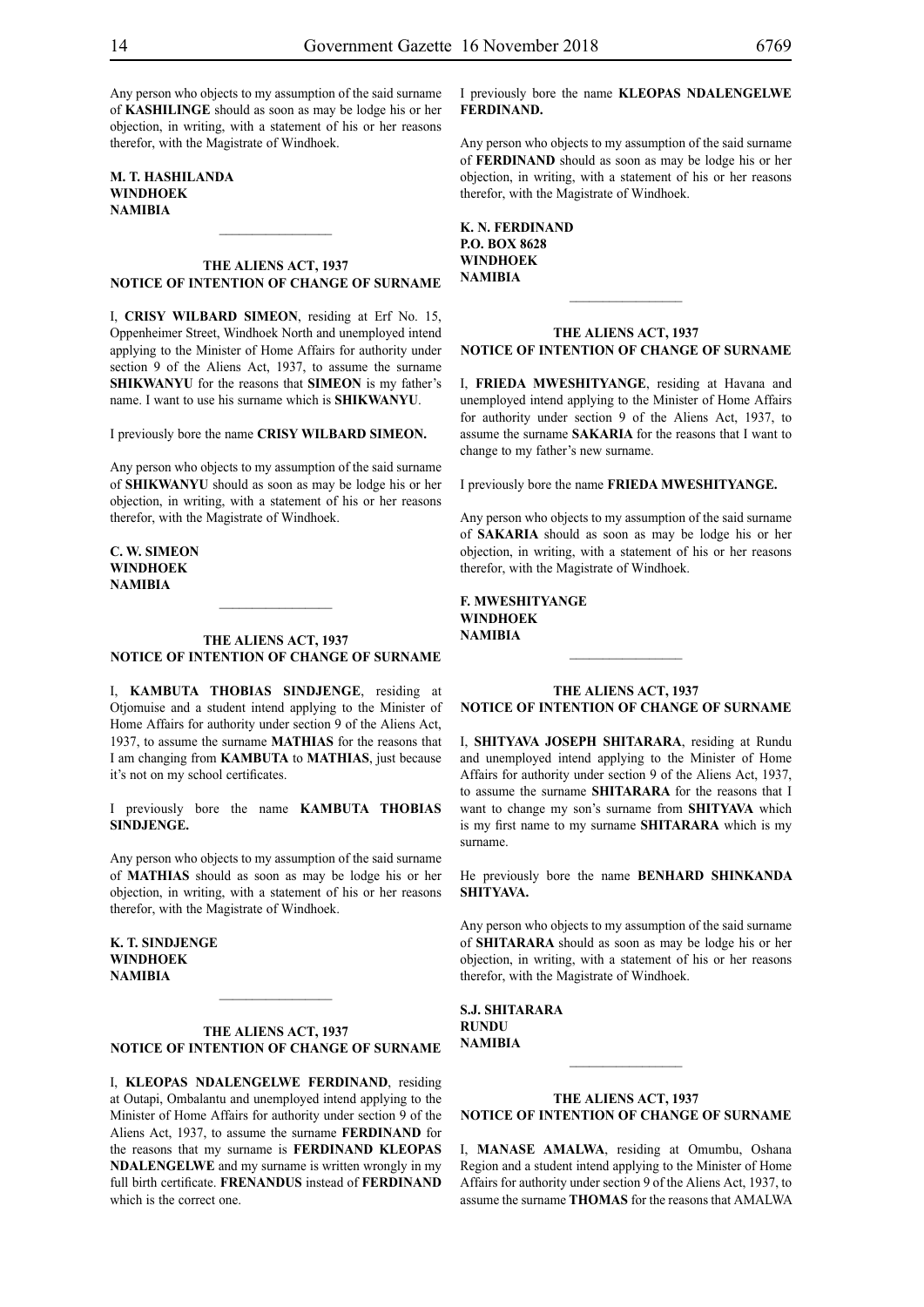Any person who objects to my assumption of the said surname of **KASHILINGE** should as soon as may be lodge his or her objection, in writing, with a statement of his or her reasons therefor, with the Magistrate of Windhoek.

**M. T. HASHILANDA**
**WINDHOEK**
**NAMIBIA**

---

### THE ALIENS ACT, 1937
### NOTICE OF INTENTION OF CHANGE OF SURNAME

I, **CRISY WILBARD SIMEON**, residing at Erf No. 15, Oppenheimer Street, Windhoek North and unemployed intend applying to the Minister of Home Affairs for authority under section 9 of the Aliens Act, 1937, to assume the surname **SHIKWANYU** for the reasons that **SIMEON** is my father's name. I want to use his surname which is **SHIKWANYU**.

I previously bore the name **CRISY WILBARD SIMEON.**

Any person who objects to my assumption of the said surname of **SHIKWANYU** should as soon as may be lodge his or her objection, in writing, with a statement of his or her reasons therefor, with the Magistrate of Windhoek.

**C. W. SIMEON**
**WINDHOEK**
**NAMIBIA**

---

### THE ALIENS ACT, 1937
### NOTICE OF INTENTION OF CHANGE OF SURNAME

I, **KAMBUTA THOBIAS SINDJENGE**, residing at Otjomuise and a student intend applying to the Minister of Home Affairs for authority under section 9 of the Aliens Act, 1937, to assume the surname **MATHIAS** for the reasons that I am changing from **KAMBUTA** to **MATHIAS**, just because it's not on my school certificates.

I previously bore the name **KAMBUTA THOBIAS SINDJENGE.**

Any person who objects to my assumption of the said surname of **MATHIAS** should as soon as may be lodge his or her objection, in writing, with a statement of his or her reasons therefor, with the Magistrate of Windhoek.

**K. T. SINDJENGE**
**WINDHOEK**
**NAMIBIA**

---

### THE ALIENS ACT, 1937
### NOTICE OF INTENTION OF CHANGE OF SURNAME

I, **KLEOPAS NDALENGELWE FERDINAND**, residing at Outapi, Ombalantu and unemployed intend applying to the Minister of Home Affairs for authority under section 9 of the Aliens Act, 1937, to assume the surname **FERDINAND** for the reasons that my surname is **FERDINAND KLEOPAS NDALENGELWE** and my surname is written wrongly in my full birth certificate. **FRENANDUS** instead of **FERDINAND** which is the correct one.

I previously bore the name **KLEOPAS NDALENGELWE FERDINAND.**

Any person who objects to my assumption of the said surname of **FERDINAND** should as soon as may be lodge his or her objection, in writing, with a statement of his or her reasons therefor, with the Magistrate of Windhoek.

**K. N. FERDINAND**
**P.O. BOX 8628**
**WINDHOEK**
**NAMIBIA**

---

### THE ALIENS ACT, 1937
### NOTICE OF INTENTION OF CHANGE OF SURNAME

I, **FRIEDA MWESHITYANGE**, residing at Havana and unemployed intend applying to the Minister of Home Affairs for authority under section 9 of the Aliens Act, 1937, to assume the surname **SAKARIA** for the reasons that I want to change to my father's new surname.

I previously bore the name **FRIEDA MWESHITYANGE.**

Any person who objects to my assumption of the said surname of **SAKARIA** should as soon as may be lodge his or her objection, in writing, with a statement of his or her reasons therefor, with the Magistrate of Windhoek.

**F. MWESHITYANGE**
**WINDHOEK**
**NAMIBIA**

---

### THE ALIENS ACT, 1937
### NOTICE OF INTENTION OF CHANGE OF SURNAME

I, **SHITYAVA JOSEPH SHITARARA**, residing at Rundu and unemployed intend applying to the Minister of Home Affairs for authority under section 9 of the Aliens Act, 1937, to assume the surname **SHITARARA** for the reasons that I want to change my son's surname from **SHITYAVA** which is my first name to my surname **SHITARARA** which is my surname.

He previously bore the name **BENHARD SHINKANDA SHITYAVA.**

Any person who objects to my assumption of the said surname of **SHITARARA** should as soon as may be lodge his or her objection, in writing, with a statement of his or her reasons therefor, with the Magistrate of Windhoek.

**S.J. SHITARARA**
**RUNDU**
**NAMIBIA**

---

### THE ALIENS ACT, 1937
### NOTICE OF INTENTION OF CHANGE OF SURNAME

I, **MANASE AMALWA**, residing at Omumbu, Oshana Region and a student intend applying to the Minister of Home Affairs for authority under section 9 of the Aliens Act, 1937, to assume the surname **THOMAS** for the reasons that AMALWA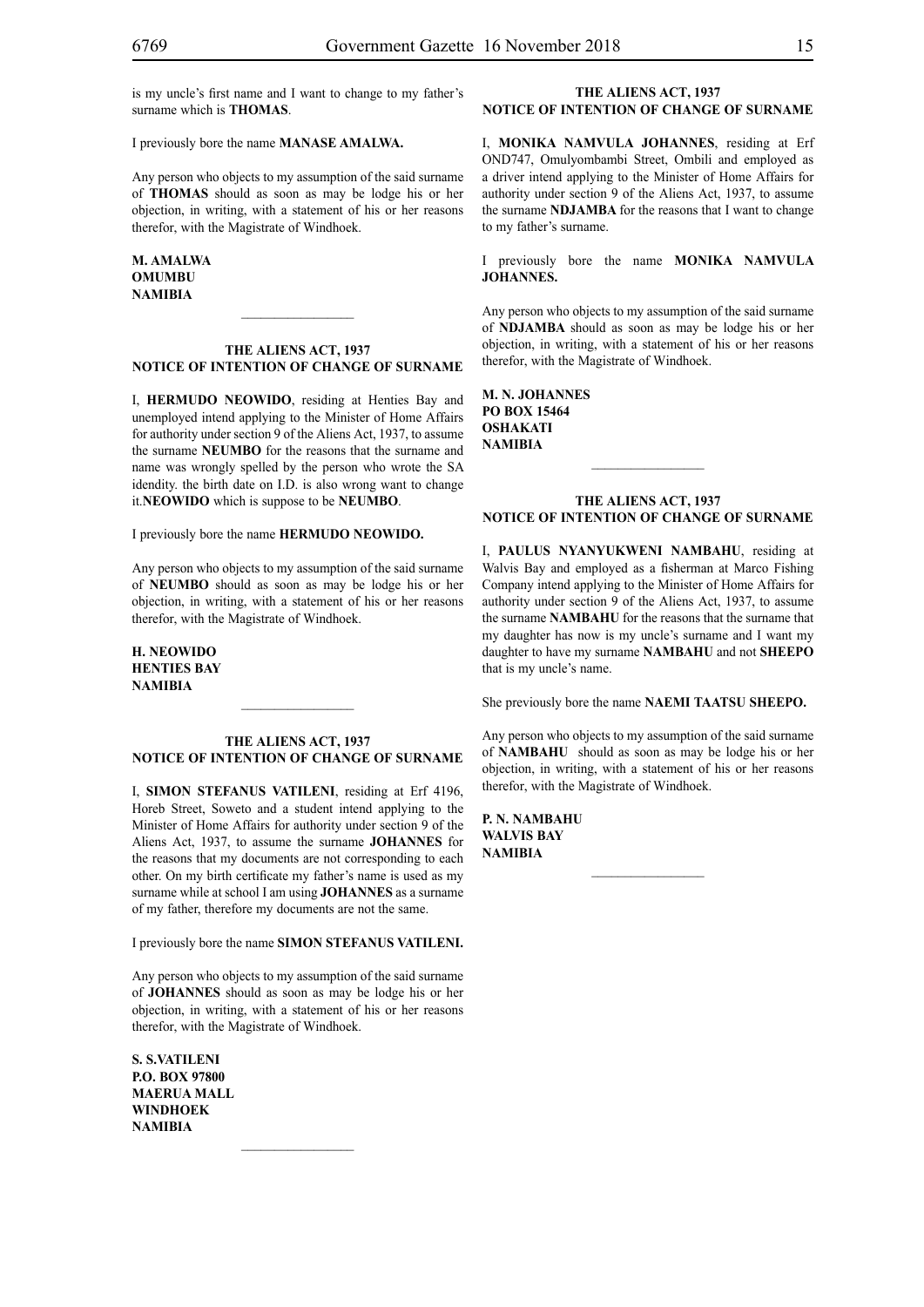is my uncle's first name and I want to change to my father's surname which is **THOMAS**.

I previously bore the name **MANASE AMALWA.**

Any person who objects to my assumption of the said surname of **THOMAS** should as soon as may be lodge his or her objection, in writing, with a statement of his or her reasons therefor, with the Magistrate of Windhoek.

**M. AMALWA**
**OMUMBU**
**NAMIBIA**

---

**THE ALIENS ACT, 1937**
**NOTICE OF INTENTION OF CHANGE OF SURNAME**

I, **HERMUDO NEOWIDO**, residing at Henties Bay and unemployed intend applying to the Minister of Home Affairs for authority under section 9 of the Aliens Act, 1937, to assume the surname **NEUMBO** for the reasons that the surname and name was wrongly spelled by the person who wrote the SA idendity. the birth date on I.D. is also wrong want to change it.**NEOWIDO** which is suppose to be **NEUMBO**.

I previously bore the name **HERMUDO NEOWIDO.**

Any person who objects to my assumption of the said surname of **NEUMBO** should as soon as may be lodge his or her objection, in writing, with a statement of his or her reasons therefor, with the Magistrate of Windhoek.

**H. NEOWIDO**
**HENTIES BAY**
**NAMIBIA**

---

**THE ALIENS ACT, 1937**
**NOTICE OF INTENTION OF CHANGE OF SURNAME**

I, **SIMON STEFANUS VATILENI**, residing at Erf 4196, Horeb Street, Soweto and a student intend applying to the Minister of Home Affairs for authority under section 9 of the Aliens Act, 1937, to assume the surname **JOHANNES** for the reasons that my documents are not corresponding to each other. On my birth certificate my father's name is used as my surname while at school I am using **JOHANNES** as a surname of my father, therefore my documents are not the same.

I previously bore the name **SIMON STEFANUS VATILENI.**

Any person who objects to my assumption of the said surname of **JOHANNES** should as soon as may be lodge his or her objection, in writing, with a statement of his or her reasons therefor, with the Magistrate of Windhoek.

**S. S.VATILENI**
**P.O. BOX 97800**
**MAERUA MALL**
**WINDHOEK**
**NAMIBIA**

---

**THE ALIENS ACT, 1937**
**NOTICE OF INTENTION OF CHANGE OF SURNAME**

I, **MONIKA NAMVULA JOHANNES**, residing at Erf OND747, Omulyombambi Street, Ombili and employed as a driver intend applying to the Minister of Home Affairs for authority under section 9 of the Aliens Act, 1937, to assume the surname **NDJAMBA** for the reasons that I want to change to my father's surname.

I previously bore the name **MONIKA NAMVULA JOHANNES.**

Any person who objects to my assumption of the said surname of **NDJAMBA** should as soon as may be lodge his or her objection, in writing, with a statement of his or her reasons therefor, with the Magistrate of Windhoek.

**M. N. JOHANNES**
**PO BOX 15464**
**OSHAKATI**
**NAMIBIA**

---

**THE ALIENS ACT, 1937**
**NOTICE OF INTENTION OF CHANGE OF SURNAME**

I, **PAULUS NYANYUKWENI NAMBAHU**, residing at Walvis Bay and employed as a fisherman at Marco Fishing Company intend applying to the Minister of Home Affairs for authority under section 9 of the Aliens Act, 1937, to assume the surname **NAMBAHU** for the reasons that the surname that my daughter has now is my uncle's surname and I want my daughter to have my surname **NAMBAHU** and not **SHEEPO** that is my uncle's name.

She previously bore the name **NAEMI TAATSU SHEEPO.**

Any person who objects to my assumption of the said surname of **NAMBAHU** should as soon as may be lodge his or her objection, in writing, with a statement of his or her reasons therefor, with the Magistrate of Windhoek.

**P. N. NAMBAHU**
**WALVIS BAY**
**NAMIBIA**

---